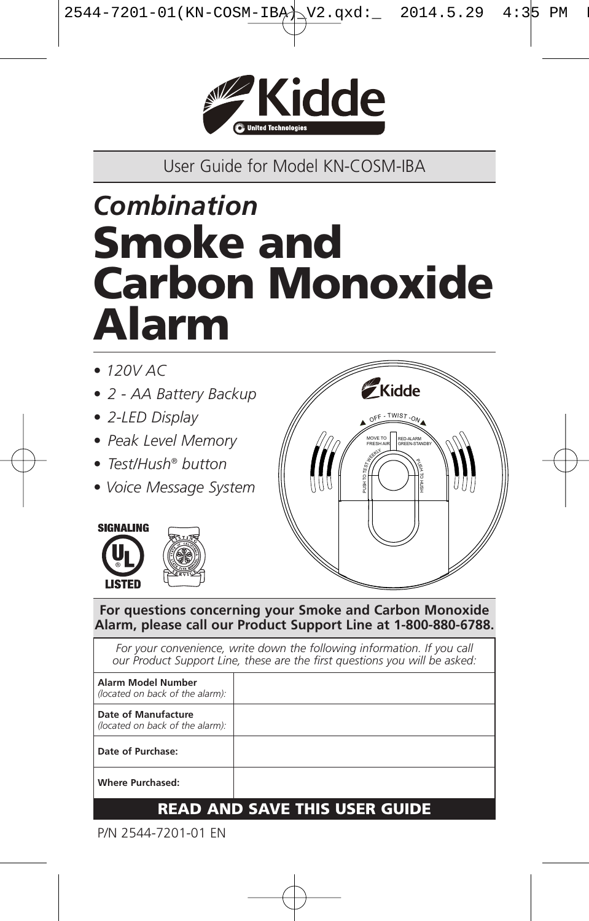User Guide for Model KN-COSM-IBA

# *Combination*
# Smoke and Carbon Monoxide Alarm

- *120V AC*
- *2 - AA Battery Backup*
- *2-LED Display*
- *Peak Level Memory*
- *Test/Hush® button*
- *Voice Message System*

**For questions concerning your Smoke and Carbon Monoxide Alarm, please call our Product Support Line at 1-800-880-6788.**

*For your convenience, write down the following information. If you call our Product Support Line, these are the first questions you will be asked:*

| | |
|---|---|
| **Alarm Model Number** *(located on back of the alarm):* | |
| **Date of Manufacture** *(located on back of the alarm):* | |
| **Date of Purchase:** | |
| **Where Purchased:** | |

**READ AND SAVE THIS USER GUIDE**

P/N 2544-7201-01 EN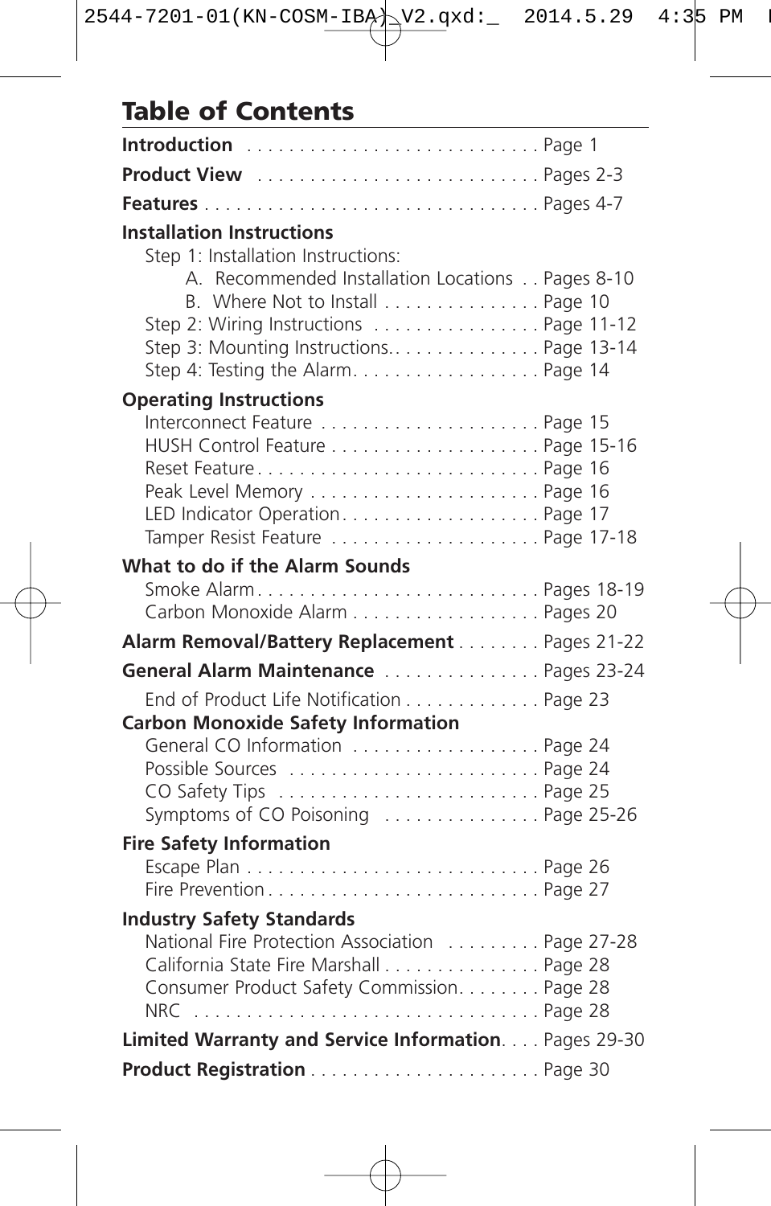# Table of Contents

**Introduction** . . . . . . . . . . . . . . . . . . . . . . . . . . . . Page 1

**Product View** . . . . . . . . . . . . . . . . . . . . . . . . . . . Pages 2-3

**Features** . . . . . . . . . . . . . . . . . . . . . . . . . . . . . . . . Pages 4-7

**Installation Instructions**

- Step 1: Installation Instructions:
  - A. Recommended Installation Locations . . Pages 8-10
  - B. Where Not to Install . . . . . . . . . . . . . . . Page 10
- Step 2: Wiring Instructions . . . . . . . . . . . . . . . . Page 11-12
- Step 3: Mounting Instructions. . . . . . . . . . . . . . . Page 13-14
- Step 4: Testing the Alarm. . . . . . . . . . . . . . . . . . Page 14

**Operating Instructions**

- Interconnect Feature . . . . . . . . . . . . . . . . . . . . . Page 15
- HUSH Control Feature . . . . . . . . . . . . . . . . . . . . Page 15-16
- Reset Feature . . . . . . . . . . . . . . . . . . . . . . . . . . . Page 16
- Peak Level Memory . . . . . . . . . . . . . . . . . . . . . . Page 16
- LED Indicator Operation . . . . . . . . . . . . . . . . . . . Page 17
- Tamper Resist Feature . . . . . . . . . . . . . . . . . . . . Page 17-18

**What to do if the Alarm Sounds**

- Smoke Alarm . . . . . . . . . . . . . . . . . . . . . . . . . . . Pages 18-19
- Carbon Monoxide Alarm . . . . . . . . . . . . . . . . . . Pages 20

**Alarm Removal/Battery Replacement** . . . . . . . . Pages 21-22

**General Alarm Maintenance** . . . . . . . . . . . . . . . Pages 23-24

- End of Product Life Notification . . . . . . . . . . . . . Page 23

**Carbon Monoxide Safety Information**

- General CO Information . . . . . . . . . . . . . . . . . . Page 24
- Possible Sources . . . . . . . . . . . . . . . . . . . . . . . . Page 24
- CO Safety Tips . . . . . . . . . . . . . . . . . . . . . . . . . Page 25
- Symptoms of CO Poisoning . . . . . . . . . . . . . . . Page 25-26

**Fire Safety Information**

- Escape Plan . . . . . . . . . . . . . . . . . . . . . . . . . . . . Page 26
- Fire Prevention . . . . . . . . . . . . . . . . . . . . . . . . . . Page 27

**Industry Safety Standards**

- National Fire Protection Association . . . . . . . . . Page 27-28
- California State Fire Marshall . . . . . . . . . . . . . . . Page 28
- Consumer Product Safety Commission. . . . . . . . Page 28
- NRC . . . . . . . . . . . . . . . . . . . . . . . . . . . . . . . . . Page 28

**Limited Warranty and Service Information**. . . . Pages 29-30

**Product Registration** . . . . . . . . . . . . . . . . . . . . . Page 30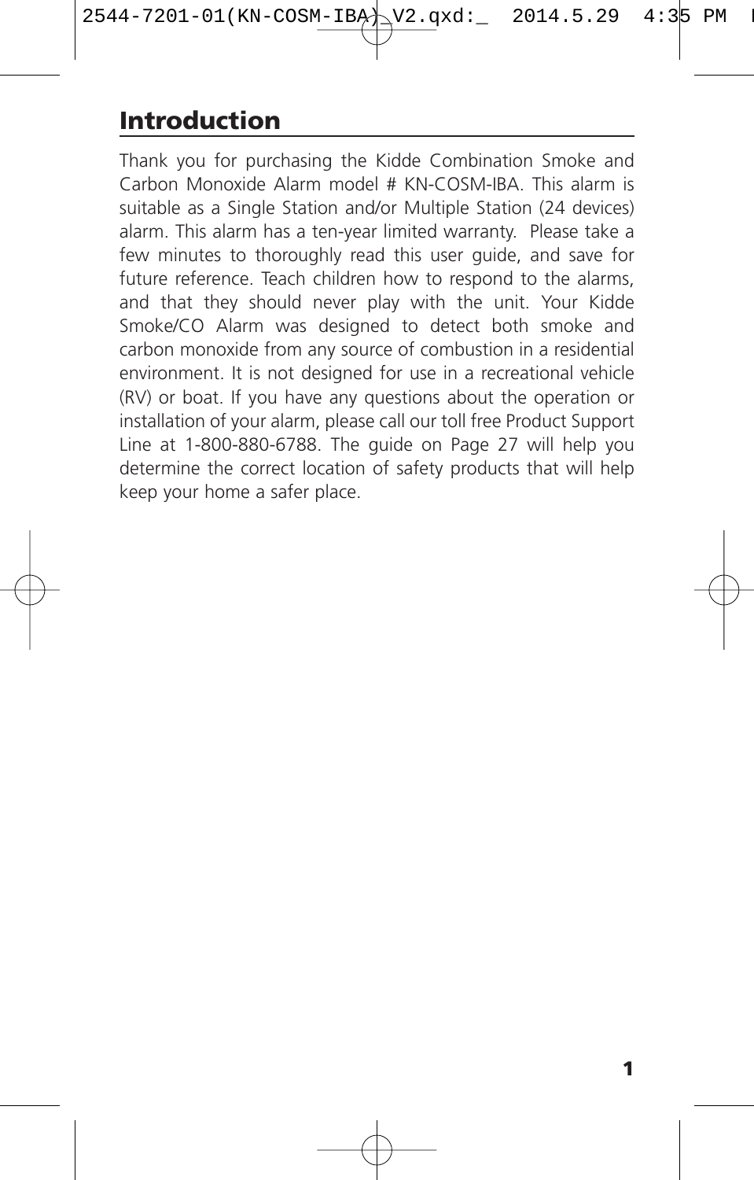## Introduction

Thank you for purchasing the Kidde Combination Smoke and Carbon Monoxide Alarm model # KN-COSM-IBA. This alarm is suitable as a Single Station and/or Multiple Station (24 devices) alarm. This alarm has a ten-year limited warranty. Please take a few minutes to thoroughly read this user guide, and save for future reference. Teach children how to respond to the alarms, and that they should never play with the unit. Your Kidde Smoke/CO Alarm was designed to detect both smoke and carbon monoxide from any source of combustion in a residential environment. It is not designed for use in a recreational vehicle (RV) or boat. If you have any questions about the operation or installation of your alarm, please call our toll free Product Support Line at 1-800-880-6788. The guide on Page 27 will help you determine the correct location of safety products that will help keep your home a safer place.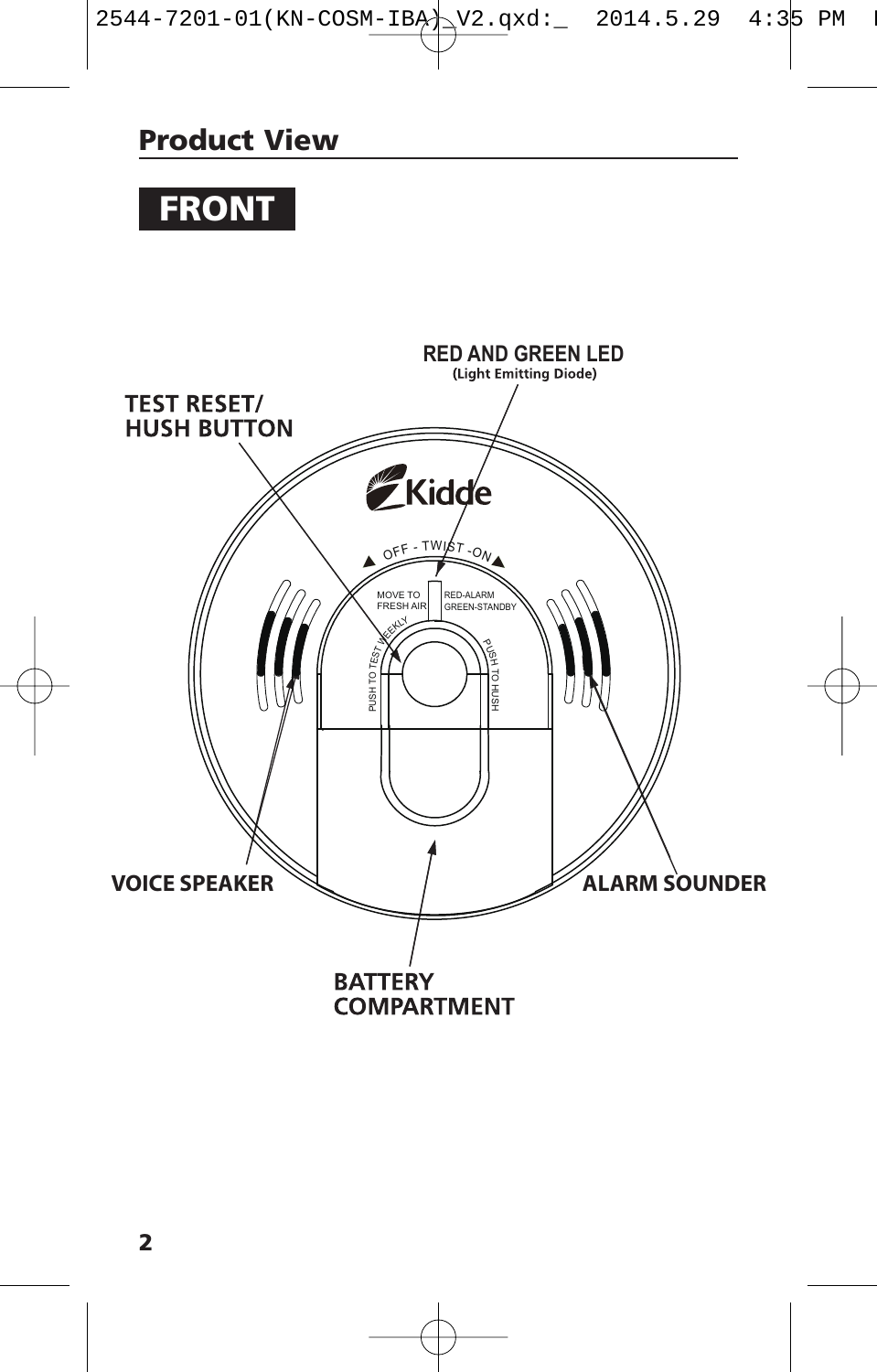## Product View

### FRONT

RED AND GREEN LED
(Light Emitting Diode)

TEST RESET/
HUSH BUTTON

Kidde

OFF - TWIST - ON

MOVE TO FRESH AIR

RED-ALARM
GREEN-STANDBY

PUSH TO TEST WEEKLY

PUSH TO HUSH

VOICE SPEAKER

ALARM SOUNDER

BATTERY
COMPARTMENT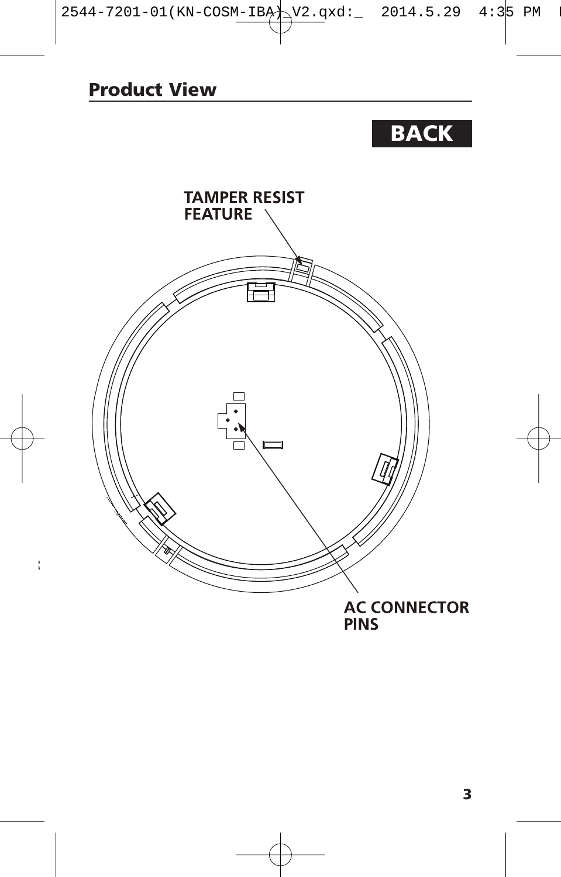## Product View

**BACK**

TAMPER RESIST FEATURE

AC CONNECTOR PINS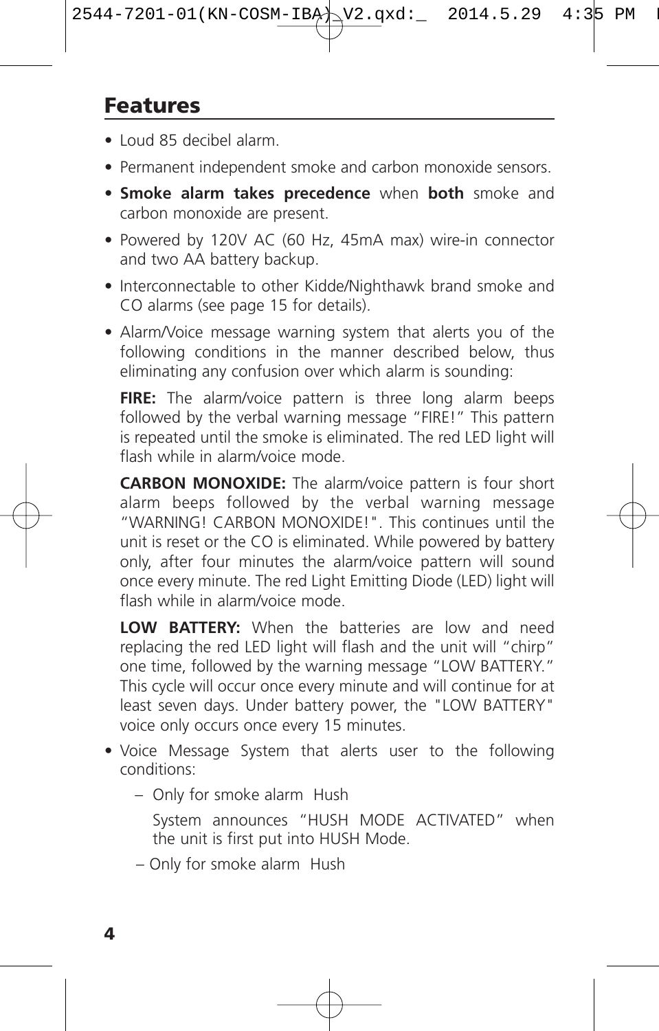## Features

- Loud 85 decibel alarm.
- Permanent independent smoke and carbon monoxide sensors.
- **Smoke alarm takes precedence** when **both** smoke and carbon monoxide are present.
- Powered by 120V AC (60 Hz, 45mA max) wire-in connector and two AA battery backup.
- Interconnectable to other Kidde/Nighthawk brand smoke and CO alarms (see page 15 for details).
- Alarm/Voice message warning system that alerts you of the following conditions in the manner described below, thus eliminating any confusion over which alarm is sounding:

  **FIRE:** The alarm/voice pattern is three long alarm beeps followed by the verbal warning message "FIRE!" This pattern is repeated until the smoke is eliminated. The red LED light will flash while in alarm/voice mode.

  **CARBON MONOXIDE:** The alarm/voice pattern is four short alarm beeps followed by the verbal warning message "WARNING! CARBON MONOXIDE!". This continues until the unit is reset or the CO is eliminated. While powered by battery only, after four minutes the alarm/voice pattern will sound once every minute. The red Light Emitting Diode (LED) light will flash while in alarm/voice mode.

  **LOW BATTERY:** When the batteries are low and need replacing the red LED light will flash and the unit will "chirp" one time, followed by the warning message "LOW BATTERY." This cycle will occur once every minute and will continue for at least seven days. Under battery power, the "LOW BATTERY" voice only occurs once every 15 minutes.

- Voice Message System that alerts user to the following conditions:
  - Only for smoke alarm Hush

    System announces "HUSH MODE ACTIVATED" when the unit is first put into HUSH Mode.

  - Only for smoke alarm Hush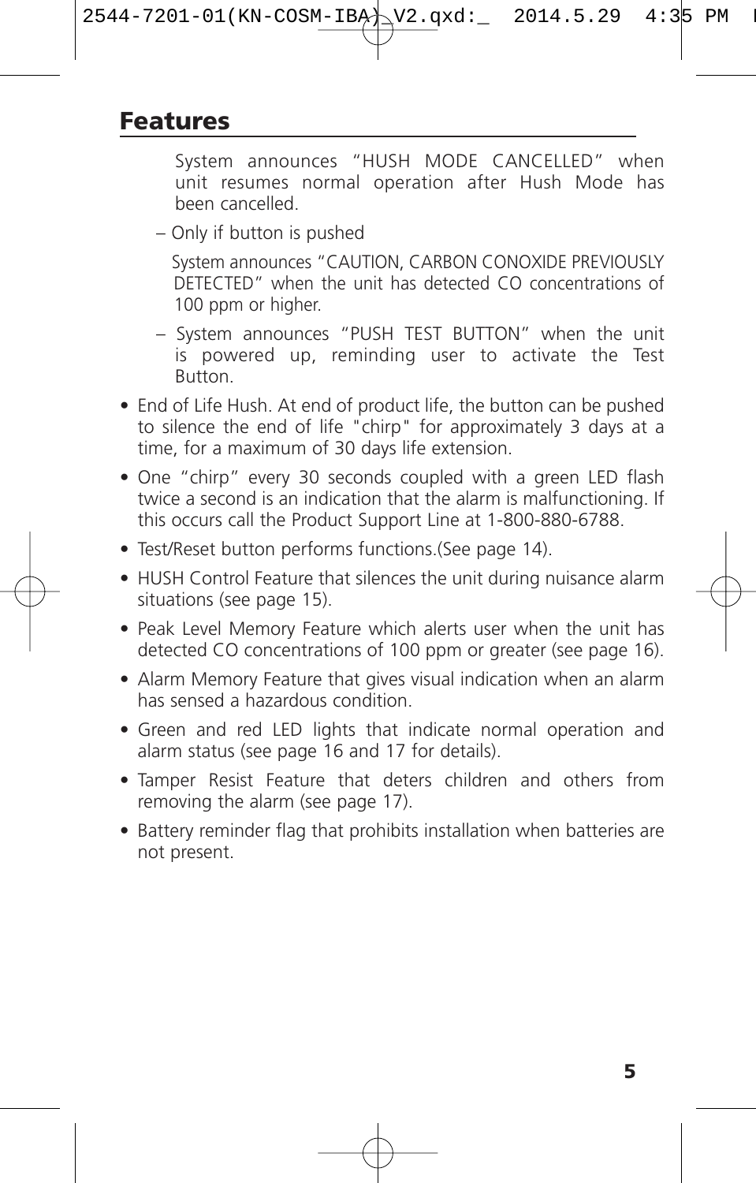## Features

System announces "HUSH MODE CANCELLED" when unit resumes normal operation after Hush Mode has been cancelled.

– Only if button is pushed

System announces "CAUTION, CARBON CONOXIDE PREVIOUSLY DETECTED" when the unit has detected CO concentrations of 100 ppm or higher.

– System announces "PUSH TEST BUTTON" when the unit is powered up, reminding user to activate the Test Button.

- End of Life Hush. At end of product life, the button can be pushed to silence the end of life "chirp" for approximately 3 days at a time, for a maximum of 30 days life extension.
- One "chirp" every 30 seconds coupled with a green LED flash twice a second is an indication that the alarm is malfunctioning. If this occurs call the Product Support Line at 1-800-880-6788.
- Test/Reset button performs functions.(See page 14).
- HUSH Control Feature that silences the unit during nuisance alarm situations (see page 15).
- Peak Level Memory Feature which alerts user when the unit has detected CO concentrations of 100 ppm or greater (see page 16).
- Alarm Memory Feature that gives visual indication when an alarm has sensed a hazardous condition.
- Green and red LED lights that indicate normal operation and alarm status (see page 16 and 17 for details).
- Tamper Resist Feature that deters children and others from removing the alarm (see page 17).
- Battery reminder flag that prohibits installation when batteries are not present.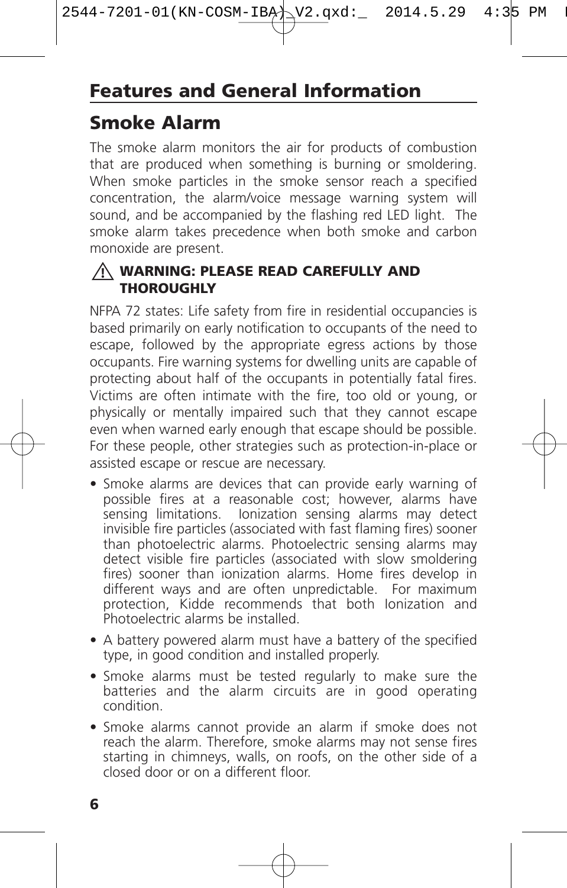# Features and General Information

## Smoke Alarm

The smoke alarm monitors the air for products of combustion that are produced when something is burning or smoldering. When smoke particles in the smoke sensor reach a specified concentration, the alarm/voice message warning system will sound, and be accompanied by the flashing red LED light. The smoke alarm takes precedence when both smoke and carbon monoxide are present.

**⚠ WARNING: PLEASE READ CAREFULLY AND THOROUGHLY**

NFPA 72 states: Life safety from fire in residential occupancies is based primarily on early notification to occupants of the need to escape, followed by the appropriate egress actions by those occupants. Fire warning systems for dwelling units are capable of protecting about half of the occupants in potentially fatal fires. Victims are often intimate with the fire, too old or young, or physically or mentally impaired such that they cannot escape even when warned early enough that escape should be possible. For these people, other strategies such as protection-in-place or assisted escape or rescue are necessary.

- Smoke alarms are devices that can provide early warning of possible fires at a reasonable cost; however, alarms have sensing limitations. Ionization sensing alarms may detect invisible fire particles (associated with fast flaming fires) sooner than photoelectric alarms. Photoelectric sensing alarms may detect visible fire particles (associated with slow smoldering fires) sooner than ionization alarms. Home fires develop in different ways and are often unpredictable. For maximum protection, Kidde recommends that both Ionization and Photoelectric alarms be installed.
- A battery powered alarm must have a battery of the specified type, in good condition and installed properly.
- Smoke alarms must be tested regularly to make sure the batteries and the alarm circuits are in good operating condition.
- Smoke alarms cannot provide an alarm if smoke does not reach the alarm. Therefore, smoke alarms may not sense fires starting in chimneys, walls, on roofs, on the other side of a closed door or on a different floor.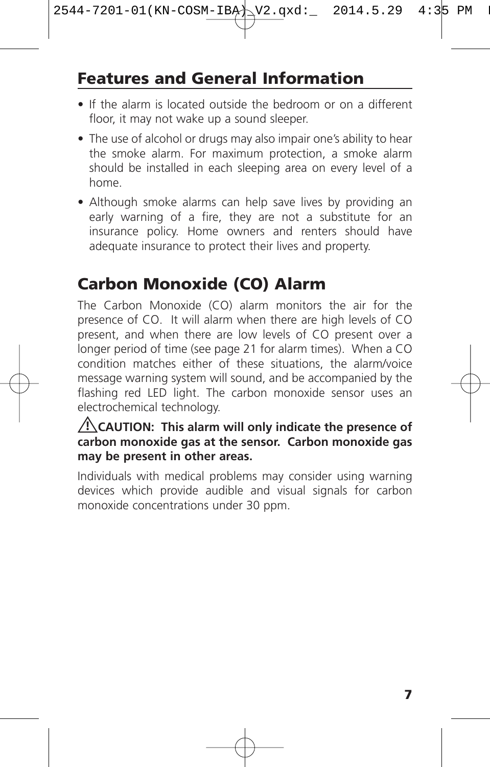## Features and General Information

- If the alarm is located outside the bedroom or on a different floor, it may not wake up a sound sleeper.
- The use of alcohol or drugs may also impair one's ability to hear the smoke alarm. For maximum protection, a smoke alarm should be installed in each sleeping area on every level of a home.
- Although smoke alarms can help save lives by providing an early warning of a fire, they are not a substitute for an insurance policy. Home owners and renters should have adequate insurance to protect their lives and property.

## Carbon Monoxide (CO) Alarm

The Carbon Monoxide (CO) alarm monitors the air for the presence of CO. It will alarm when there are high levels of CO present, and when there are low levels of CO present over a longer period of time (see page 21 for alarm times). When a CO condition matches either of these situations, the alarm/voice message warning system will sound, and be accompanied by the flashing red LED light. The carbon monoxide sensor uses an electrochemical technology.

⚠ **CAUTION: This alarm will only indicate the presence of carbon monoxide gas at the sensor. Carbon monoxide gas may be present in other areas.**

Individuals with medical problems may consider using warning devices which provide audible and visual signals for carbon monoxide concentrations under 30 ppm.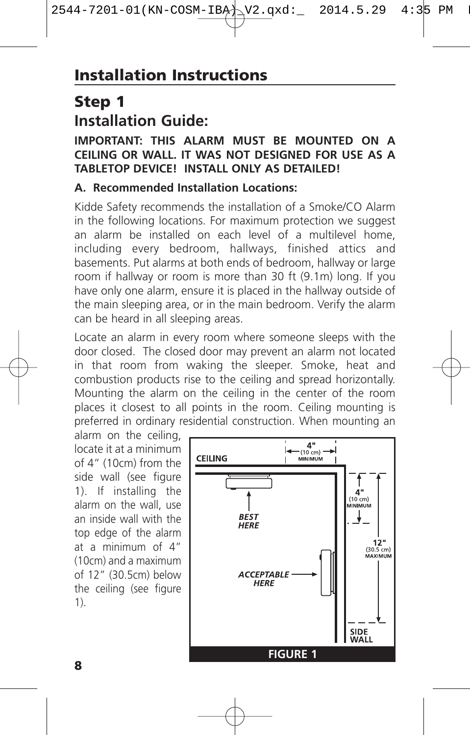# Installation Instructions

## Step 1

## Installation Guide:

**IMPORTANT: THIS ALARM MUST BE MOUNTED ON A CEILING OR WALL. IT WAS NOT DESIGNED FOR USE AS A TABLETOP DEVICE! INSTALL ONLY AS DETAILED!**

### A. Recommended Installation Locations:

Kidde Safety recommends the installation of a Smoke/CO Alarm in the following locations. For maximum protection we suggest an alarm be installed on each level of a multilevel home, including every bedroom, hallways, finished attics and basements. Put alarms at both ends of bedroom, hallway or large room if hallway or room is more than 30 ft (9.1m) long. If you have only one alarm, ensure it is placed in the hallway outside of the main sleeping area, or in the main bedroom. Verify the alarm can be heard in all sleeping areas.

Locate an alarm in every room where someone sleeps with the door closed. The closed door may prevent an alarm not located in that room from waking the sleeper. Smoke, heat and combustion products rise to the ceiling and spread horizontally. Mounting the alarm on the ceiling in the center of the room places it closest to all points in the room. Ceiling mounting is preferred in ordinary residential construction. When mounting an alarm on the ceiling, locate it at a minimum of 4" (10cm) from the side wall (see figure 1). If installing the alarm on the wall, use an inside wall with the top edge of the alarm at a minimum of 4" (10cm) and a maximum of 12" (30.5cm) below the ceiling (see figure 1).

CEILING — 4" (10 cm) MINIMUM — BEST HERE — ACCEPTABLE HERE — 4" (10 cm) MINIMUM — 12" (30.5 cm) MAXIMUM — SIDE WALL

**FIGURE 1**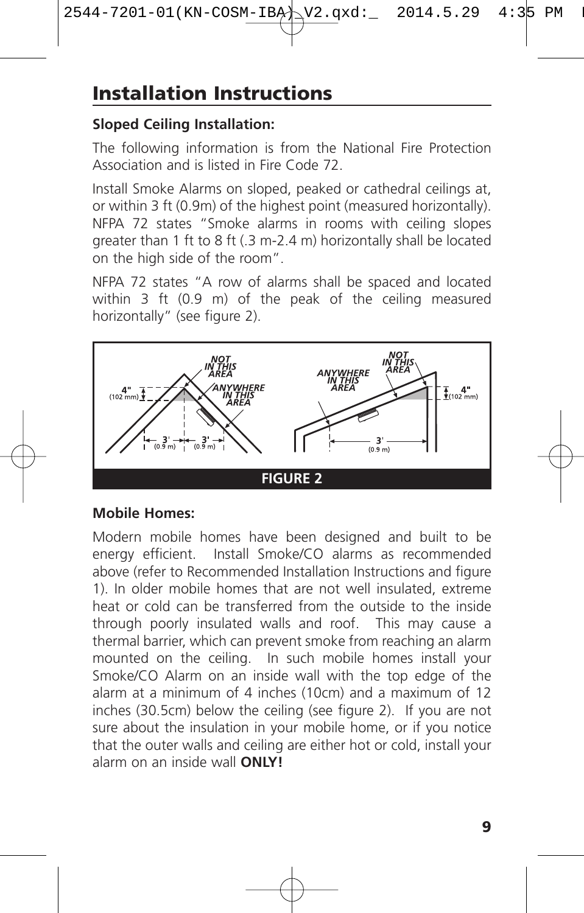# Installation Instructions

**Sloped Ceiling Installation:**

The following information is from the National Fire Protection Association and is listed in Fire Code 72.

Install Smoke Alarms on sloped, peaked or cathedral ceilings at, or within 3 ft (0.9m) of the highest point (measured horizontally). NFPA 72 states "Smoke alarms in rooms with ceiling slopes greater than 1 ft to 8 ft (.3 m-2.4 m) horizontally shall be located on the high side of the room".

NFPA 72 states "A row of alarms shall be spaced and located within 3 ft (0.9 m) of the peak of the ceiling measured horizontally" (see figure 2).

NOT IN THIS AREA

ANYWHERE IN THIS AREA

4" (102 mm)

3' (0.9 m)

**FIGURE 2**

**Mobile Homes:**

Modern mobile homes have been designed and built to be energy efficient. Install Smoke/CO alarms as recommended above (refer to Recommended Installation Instructions and figure 1). In older mobile homes that are not well insulated, extreme heat or cold can be transferred from the outside to the inside through poorly insulated walls and roof. This may cause a thermal barrier, which can prevent smoke from reaching an alarm mounted on the ceiling. In such mobile homes install your Smoke/CO Alarm on an inside wall with the top edge of the alarm at a minimum of 4 inches (10cm) and a maximum of 12 inches (30.5cm) below the ceiling (see figure 2). If you are not sure about the insulation in your mobile home, or if you notice that the outer walls and ceiling are either hot or cold, install your alarm on an inside wall **ONLY!**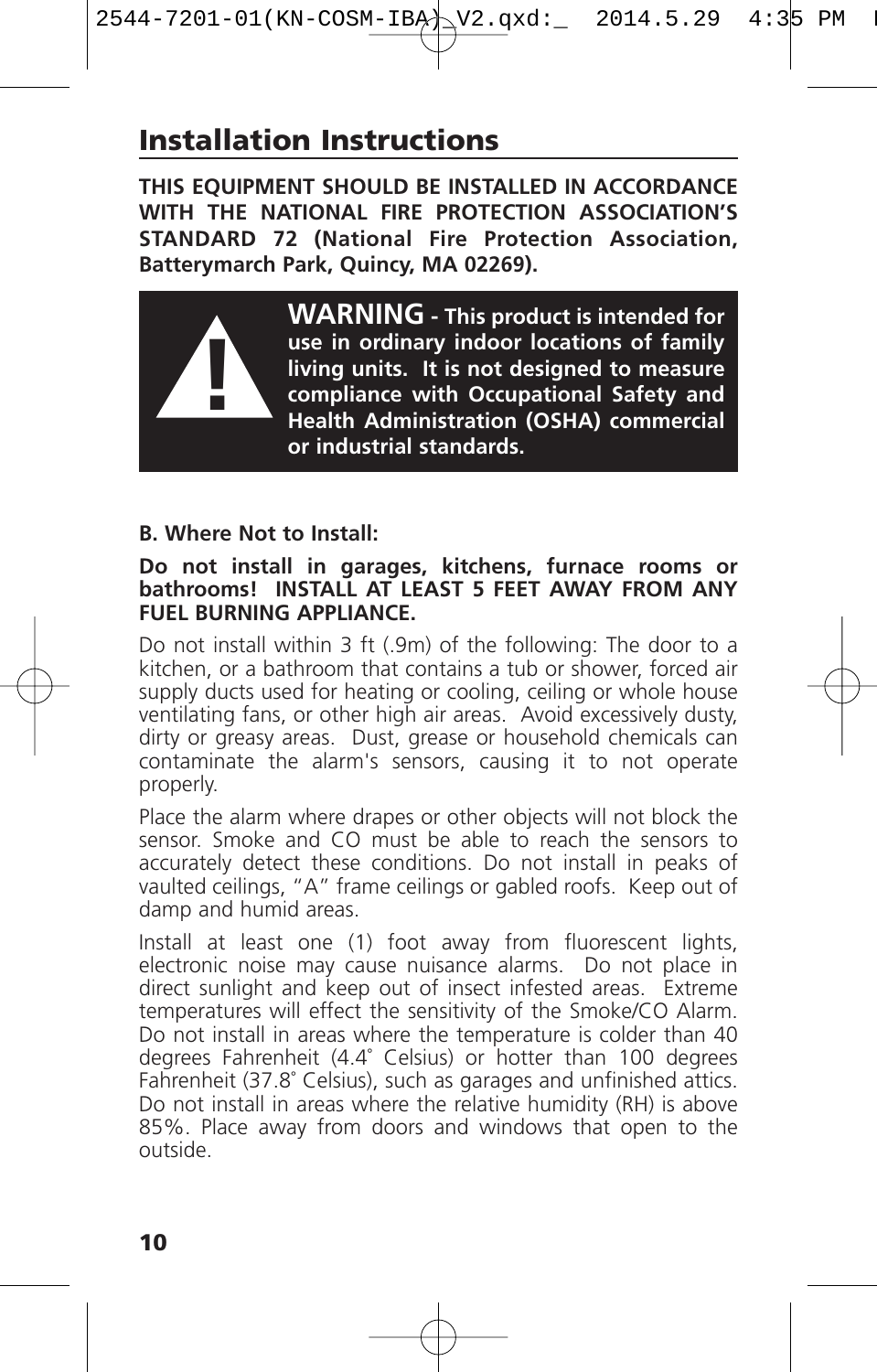## Installation Instructions

**THIS EQUIPMENT SHOULD BE INSTALLED IN ACCORDANCE WITH THE NATIONAL FIRE PROTECTION ASSOCIATION'S STANDARD 72 (National Fire Protection Association, Batterymarch Park, Quincy, MA 02269).**

**WARNING - This product is intended for use in ordinary indoor locations of family living units. It is not designed to measure compliance with Occupational Safety and Health Administration (OSHA) commercial or industrial standards.**

**B. Where Not to Install:**

**Do not install in garages, kitchens, furnace rooms or bathrooms! INSTALL AT LEAST 5 FEET AWAY FROM ANY FUEL BURNING APPLIANCE.**

Do not install within 3 ft (.9m) of the following: The door to a kitchen, or a bathroom that contains a tub or shower, forced air supply ducts used for heating or cooling, ceiling or whole house ventilating fans, or other high air areas. Avoid excessively dusty, dirty or greasy areas. Dust, grease or household chemicals can contaminate the alarm's sensors, causing it to not operate properly.

Place the alarm where drapes or other objects will not block the sensor. Smoke and CO must be able to reach the sensors to accurately detect these conditions. Do not install in peaks of vaulted ceilings, "A" frame ceilings or gabled roofs. Keep out of damp and humid areas.

Install at least one (1) foot away from fluorescent lights, electronic noise may cause nuisance alarms. Do not place in direct sunlight and keep out of insect infested areas. Extreme temperatures will effect the sensitivity of the Smoke/CO Alarm. Do not install in areas where the temperature is colder than 40 degrees Fahrenheit (4.4˚ Celsius) or hotter than 100 degrees Fahrenheit (37.8˚ Celsius), such as garages and unfinished attics. Do not install in areas where the relative humidity (RH) is above 85%. Place away from doors and windows that open to the outside.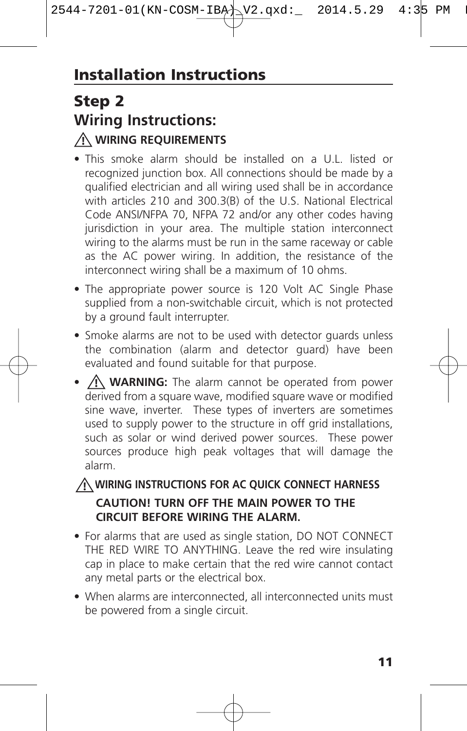# Installation Instructions

## Step 2
## Wiring Instructions:

**⚠ WIRING REQUIREMENTS**

- This smoke alarm should be installed on a U.L. listed or recognized junction box. All connections should be made by a qualified electrician and all wiring used shall be in accordance with articles 210 and 300.3(B) of the U.S. National Electrical Code ANSI/NFPA 70, NFPA 72 and/or any other codes having jurisdiction in your area. The multiple station interconnect wiring to the alarms must be run in the same raceway or cable as the AC power wiring. In addition, the resistance of the interconnect wiring shall be a maximum of 10 ohms.
- The appropriate power source is 120 Volt AC Single Phase supplied from a non-switchable circuit, which is not protected by a ground fault interrupter.
- Smoke alarms are not to be used with detector guards unless the combination (alarm and detector guard) have been evaluated and found suitable for that purpose.
- ⚠ **WARNING:** The alarm cannot be operated from power derived from a square wave, modified square wave or modified sine wave, inverter. These types of inverters are sometimes used to supply power to the structure in off grid installations, such as solar or wind derived power sources. These power sources produce high peak voltages that will damage the alarm.

**⚠ WIRING INSTRUCTIONS FOR AC QUICK CONNECT HARNESS**

**CAUTION! TURN OFF THE MAIN POWER TO THE CIRCUIT BEFORE WIRING THE ALARM.**

- For alarms that are used as single station, DO NOT CONNECT THE RED WIRE TO ANYTHING. Leave the red wire insulating cap in place to make certain that the red wire cannot contact any metal parts or the electrical box.
- When alarms are interconnected, all interconnected units must be powered from a single circuit.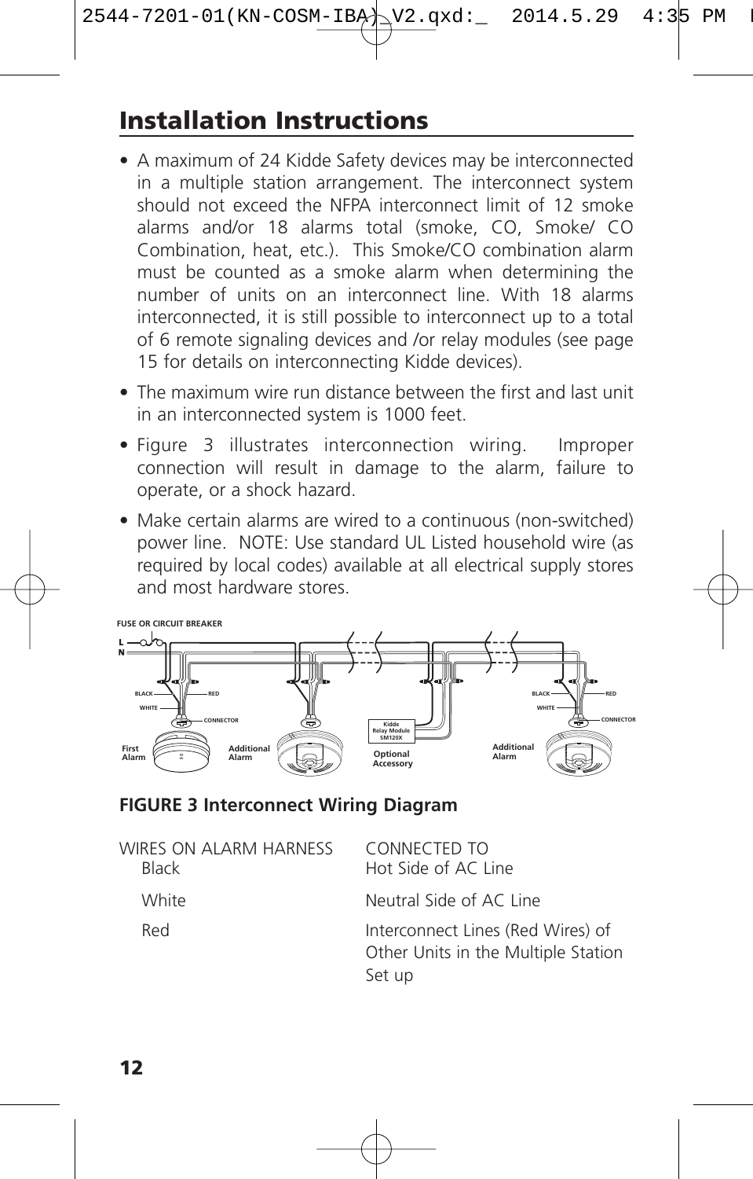# Installation Instructions

- A maximum of 24 Kidde Safety devices may be interconnected in a multiple station arrangement. The interconnect system should not exceed the NFPA interconnect limit of 12 smoke alarms and/or 18 alarms total (smoke, CO, Smoke/ CO Combination, heat, etc.). This Smoke/CO combination alarm must be counted as a smoke alarm when determining the number of units on an interconnect line. With 18 alarms interconnected, it is still possible to interconnect up to a total of 6 remote signaling devices and /or relay modules (see page 15 for details on interconnecting Kidde devices).
- The maximum wire run distance between the first and last unit in an interconnected system is 1000 feet.
- Figure 3 illustrates interconnection wiring. Improper connection will result in damage to the alarm, failure to operate, or a shock hazard.
- Make certain alarms are wired to a continuous (non-switched) power line. NOTE: Use standard UL Listed household wire (as required by local codes) available at all electrical supply stores and most hardware stores.

FUSE OR CIRCUIT BREAKER

L
N

BLACK RED
WHITE
CONNECTOR

First Alarm

Additional Alarm

Kidde Relay Module SM120X

Optional Accessory

Additional Alarm

BLACK RED
WHITE
CONNECTOR

**FIGURE 3 Interconnect Wiring Diagram**

| WIRES ON ALARM HARNESS | CONNECTED TO |
|---|---|
| Black | Hot Side of AC Line |
| White | Neutral Side of AC Line |
| Red | Interconnect Lines (Red Wires) of Other Units in the Multiple Station Set up |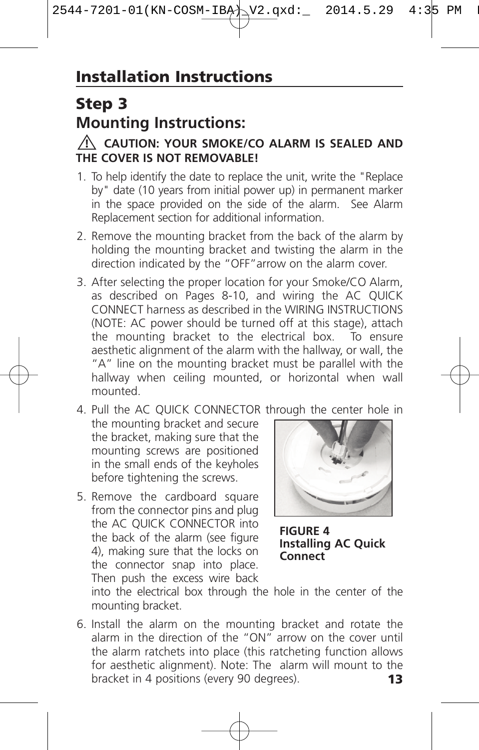# Installation Instructions

## Step 3

## Mounting Instructions:

**⚠ CAUTION: YOUR SMOKE/CO ALARM IS SEALED AND THE COVER IS NOT REMOVABLE!**

1. To help identify the date to replace the unit, write the "Replace by" date (10 years from initial power up) in permanent marker in the space provided on the side of the alarm. See Alarm Replacement section for additional information.
2. Remove the mounting bracket from the back of the alarm by holding the mounting bracket and twisting the alarm in the direction indicated by the "OFF" arrow on the alarm cover.
3. After selecting the proper location for your Smoke/CO Alarm, as described on Pages 8-10, and wiring the AC QUICK CONNECT harness as described in the WIRING INSTRUCTIONS (NOTE: AC power should be turned off at this stage), attach the mounting bracket to the electrical box. To ensure aesthetic alignment of the alarm with the hallway, or wall, the "A" line on the mounting bracket must be parallel with the hallway when ceiling mounted, or horizontal when wall mounted.
4. Pull the AC QUICK CONNECTOR through the center hole in the mounting bracket and secure the bracket, making sure that the mounting screws are positioned in the small ends of the keyholes before tightening the screws.
5. Remove the cardboard square from the connector pins and plug the AC QUICK CONNECTOR into the back of the alarm (see figure 4), making sure that the locks on the connector snap into place. Then push the excess wire back into the electrical box through the hole in the center of the mounting bracket.
6. Install the alarm on the mounting bracket and rotate the alarm in the direction of the "ON" arrow on the cover until the alarm ratchets into place (this ratcheting function allows for aesthetic alignment). Note: The alarm will mount to the bracket in 4 positions (every 90 degrees).

**FIGURE 4**
**Installing AC Quick Connect**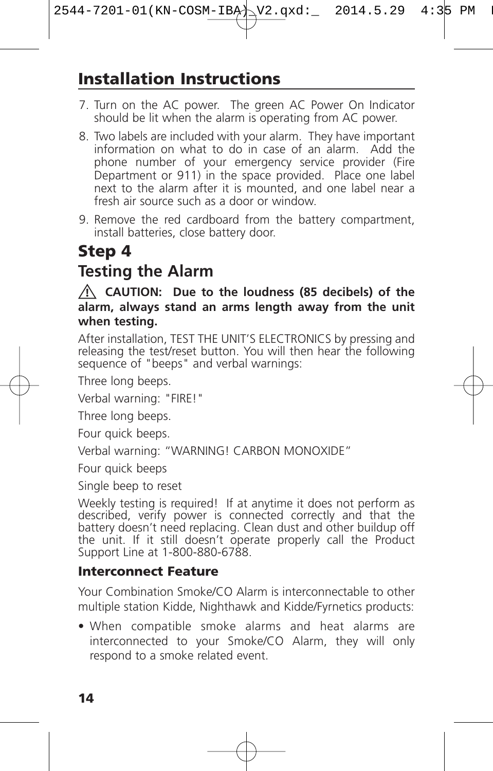# Installation Instructions

7. Turn on the AC power. The green AC Power On Indicator should be lit when the alarm is operating from AC power.
8. Two labels are included with your alarm. They have important information on what to do in case of an alarm. Add the phone number of your emergency service provider (Fire Department or 911) in the space provided. Place one label next to the alarm after it is mounted, and one label near a fresh air source such as a door or window.
9. Remove the red cardboard from the battery compartment, install batteries, close battery door.

## Step 4

## Testing the Alarm

⚠ **CAUTION: Due to the loudness (85 decibels) of the alarm, always stand an arms length away from the unit when testing.**

After installation, TEST THE UNIT'S ELECTRONICS by pressing and releasing the test/reset button. You will then hear the following sequence of "beeps" and verbal warnings:

Three long beeps.

Verbal warning: "FIRE!"

Three long beeps.

Four quick beeps.

Verbal warning: "WARNING! CARBON MONOXIDE"

Four quick beeps

Single beep to reset

Weekly testing is required! If at anytime it does not perform as described, verify power is connected correctly and that the battery doesn't need replacing. Clean dust and other buildup off the unit. If it still doesn't operate properly call the Product Support Line at 1-800-880-6788.

### Interconnect Feature

Your Combination Smoke/CO Alarm is interconnectable to other multiple station Kidde, Nighthawk and Kidde/Fyrnetics products:

- When compatible smoke alarms and heat alarms are interconnected to your Smoke/CO Alarm, they will only respond to a smoke related event.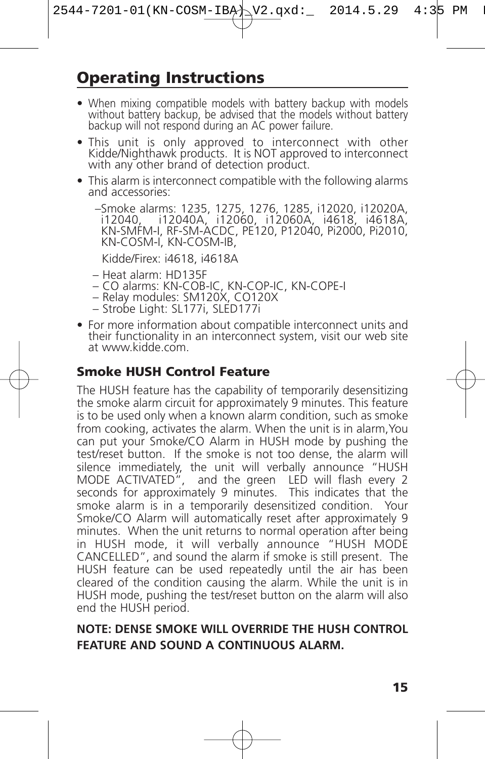## Operating Instructions

- When mixing compatible models with battery backup with models without battery backup, be advised that the models without battery backup will not respond during an AC power failure.
- This unit is only approved to interconnect with other Kidde/Nighthawk products. It is NOT approved to interconnect with any other brand of detection product.
- This alarm is interconnect compatible with the following alarms and accessories:
  - –Smoke alarms: 1235, 1275, 1276, 1285, i12020, i12020A, i12040, i12040A, i12060, i12060A, i4618, i4618A, KN-SMFM-I, RF-SM-ACDC, PE120, P12040, Pi2000, Pi2010, KN-COSM-I, KN-COSM-IB,

    Kidde/Firex: i4618, i4618A
  - – Heat alarm: HD135F
  - – CO alarms: KN-COB-IC, KN-COP-IC, KN-COPE-I
  - – Relay modules: SM120X, CO120X
  - – Strobe Light: SL177i, SLED177i
- For more information about compatible interconnect units and their functionality in an interconnect system, visit our web site at www.kidde.com.

### Smoke HUSH Control Feature

The HUSH feature has the capability of temporarily desensitizing the smoke alarm circuit for approximately 9 minutes. This feature is to be used only when a known alarm condition, such as smoke from cooking, activates the alarm. When the unit is in alarm,You can put your Smoke/CO Alarm in HUSH mode by pushing the test/reset button. If the smoke is not too dense, the alarm will silence immediately, the unit will verbally announce "HUSH MODE ACTIVATED", and the green LED will flash every 2 seconds for approximately 9 minutes. This indicates that the smoke alarm is in a temporarily desensitized condition. Your Smoke/CO Alarm will automatically reset after approximately 9 minutes. When the unit returns to normal operation after being in HUSH mode, it will verbally announce "HUSH MODE CANCELLED", and sound the alarm if smoke is still present. The HUSH feature can be used repeatedly until the air has been cleared of the condition causing the alarm. While the unit is in HUSH mode, pushing the test/reset button on the alarm will also end the HUSH period.

**NOTE: DENSE SMOKE WILL OVERRIDE THE HUSH CONTROL FEATURE AND SOUND A CONTINUOUS ALARM.**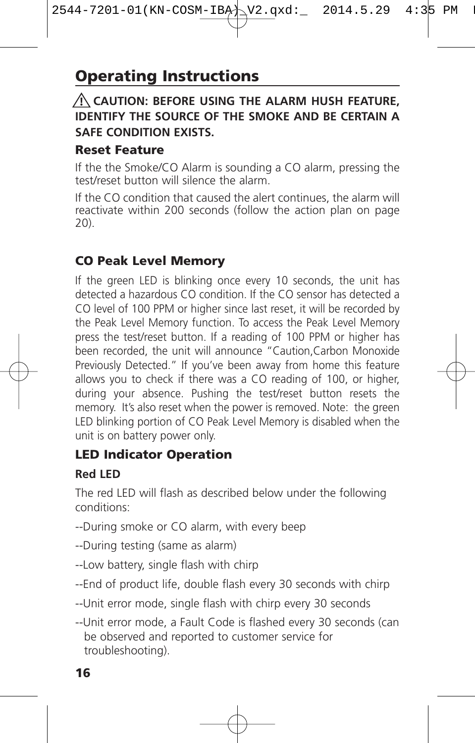# Operating Instructions

⚠ **CAUTION: BEFORE USING THE ALARM HUSH FEATURE, IDENTIFY THE SOURCE OF THE SMOKE AND BE CERTAIN A SAFE CONDITION EXISTS.**

## Reset Feature

If the the Smoke/CO Alarm is sounding a CO alarm, pressing the test/reset button will silence the alarm.

If the CO condition that caused the alert continues, the alarm will reactivate within 200 seconds (follow the action plan on page 20).

## CO Peak Level Memory

If the green LED is blinking once every 10 seconds, the unit has detected a hazardous CO condition. If the CO sensor has detected a CO level of 100 PPM or higher since last reset, it will be recorded by the Peak Level Memory function. To access the Peak Level Memory press the test/reset button. If a reading of 100 PPM or higher has been recorded, the unit will announce "Caution,Carbon Monoxide Previously Detected." If you've been away from home this feature allows you to check if there was a CO reading of 100, or higher, during your absence. Pushing the test/reset button resets the memory. It's also reset when the power is removed. Note: the green LED blinking portion of CO Peak Level Memory is disabled when the unit is on battery power only.

## LED Indicator Operation

### Red LED

The red LED will flash as described below under the following conditions:

--During smoke or CO alarm, with every beep

--During testing (same as alarm)

--Low battery, single flash with chirp

--End of product life, double flash every 30 seconds with chirp

--Unit error mode, single flash with chirp every 30 seconds

--Unit error mode, a Fault Code is flashed every 30 seconds (can be observed and reported to customer service for troubleshooting).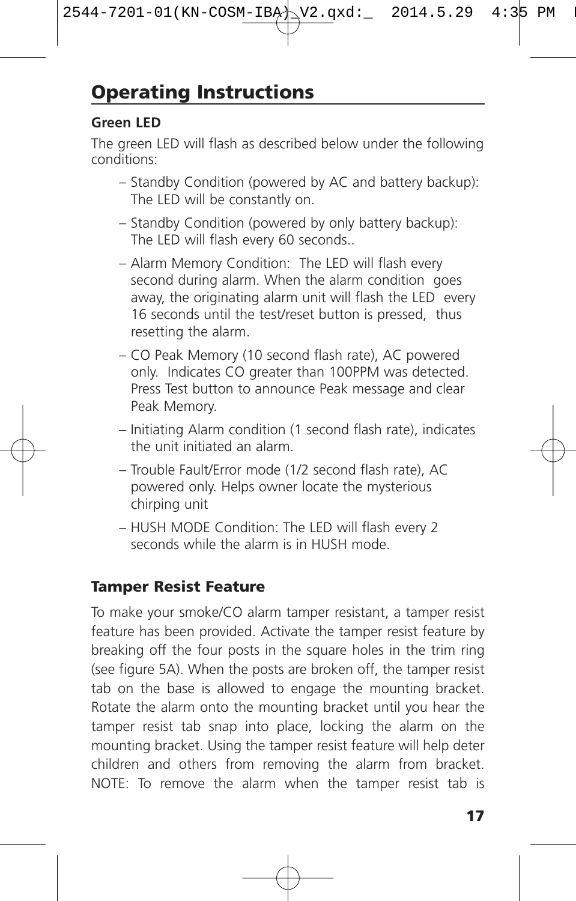# Operating Instructions

**Green LED**

The green LED will flash as described below under the following conditions:

- Standby Condition (powered by AC and battery backup): The LED will be constantly on.
- Standby Condition (powered by only battery backup): The LED will flash every 60 seconds..
- Alarm Memory Condition: The LED will flash every second during alarm. When the alarm condition goes away, the originating alarm unit will flash the LED every 16 seconds until the test/reset button is pressed, thus resetting the alarm.
- CO Peak Memory (10 second flash rate), AC powered only. Indicates CO greater than 100PPM was detected. Press Test button to announce Peak message and clear Peak Memory.
- Initiating Alarm condition (1 second flash rate), indicates the unit initiated an alarm.
- Trouble Fault/Error mode (1/2 second flash rate), AC powered only. Helps owner locate the mysterious chirping unit
- HUSH MODE Condition: The LED will flash every 2 seconds while the alarm is in HUSH mode.

## Tamper Resist Feature

To make your smoke/CO alarm tamper resistant, a tamper resist feature has been provided. Activate the tamper resist feature by breaking off the four posts in the square holes in the trim ring (see figure 5A). When the posts are broken off, the tamper resist tab on the base is allowed to engage the mounting bracket. Rotate the alarm onto the mounting bracket until you hear the tamper resist tab snap into place, locking the alarm on the mounting bracket. Using the tamper resist feature will help deter children and others from removing the alarm from bracket. NOTE: To remove the alarm when the tamper resist tab is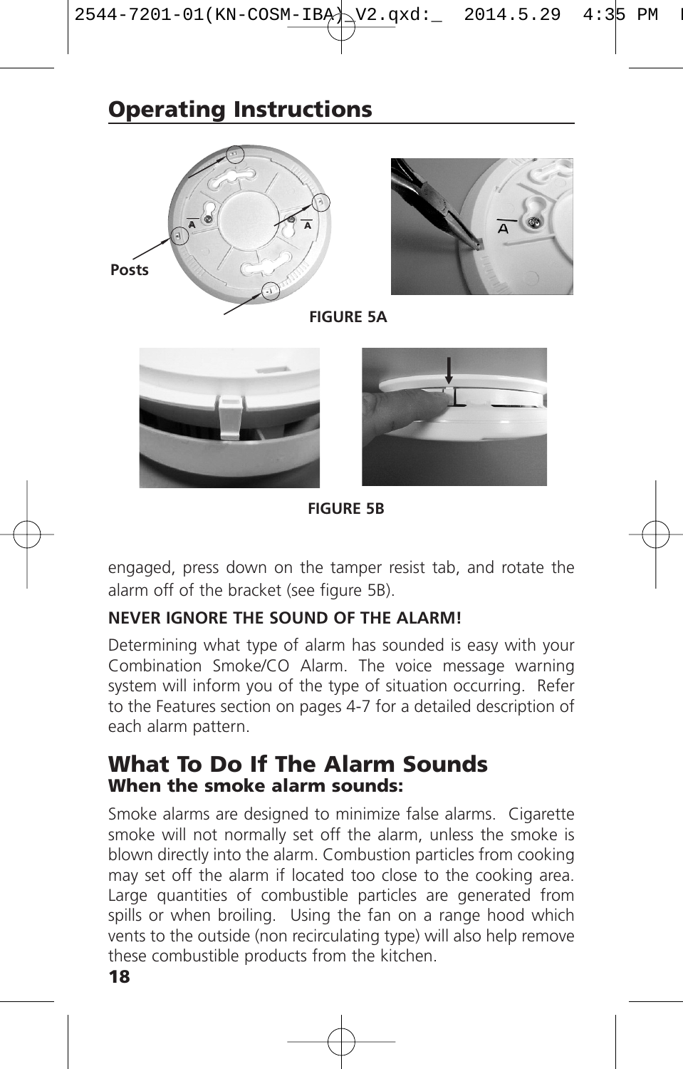## Operating Instructions

Posts

FIGURE 5A

FIGURE 5B

engaged, press down on the tamper resist tab, and rotate the alarm off of the bracket (see figure 5B).

**NEVER IGNORE THE SOUND OF THE ALARM!**

Determining what type of alarm has sounded is easy with your Combination Smoke/CO Alarm. The voice message warning system will inform you of the type of situation occurring. Refer to the Features section on pages 4-7 for a detailed description of each alarm pattern.

## What To Do If The Alarm Sounds

### When the smoke alarm sounds:

Smoke alarms are designed to minimize false alarms. Cigarette smoke will not normally set off the alarm, unless the smoke is blown directly into the alarm. Combustion particles from cooking may set off the alarm if located too close to the cooking area. Large quantities of combustible particles are generated from spills or when broiling. Using the fan on a range hood which vents to the outside (non recirculating type) will also help remove these combustible products from the kitchen.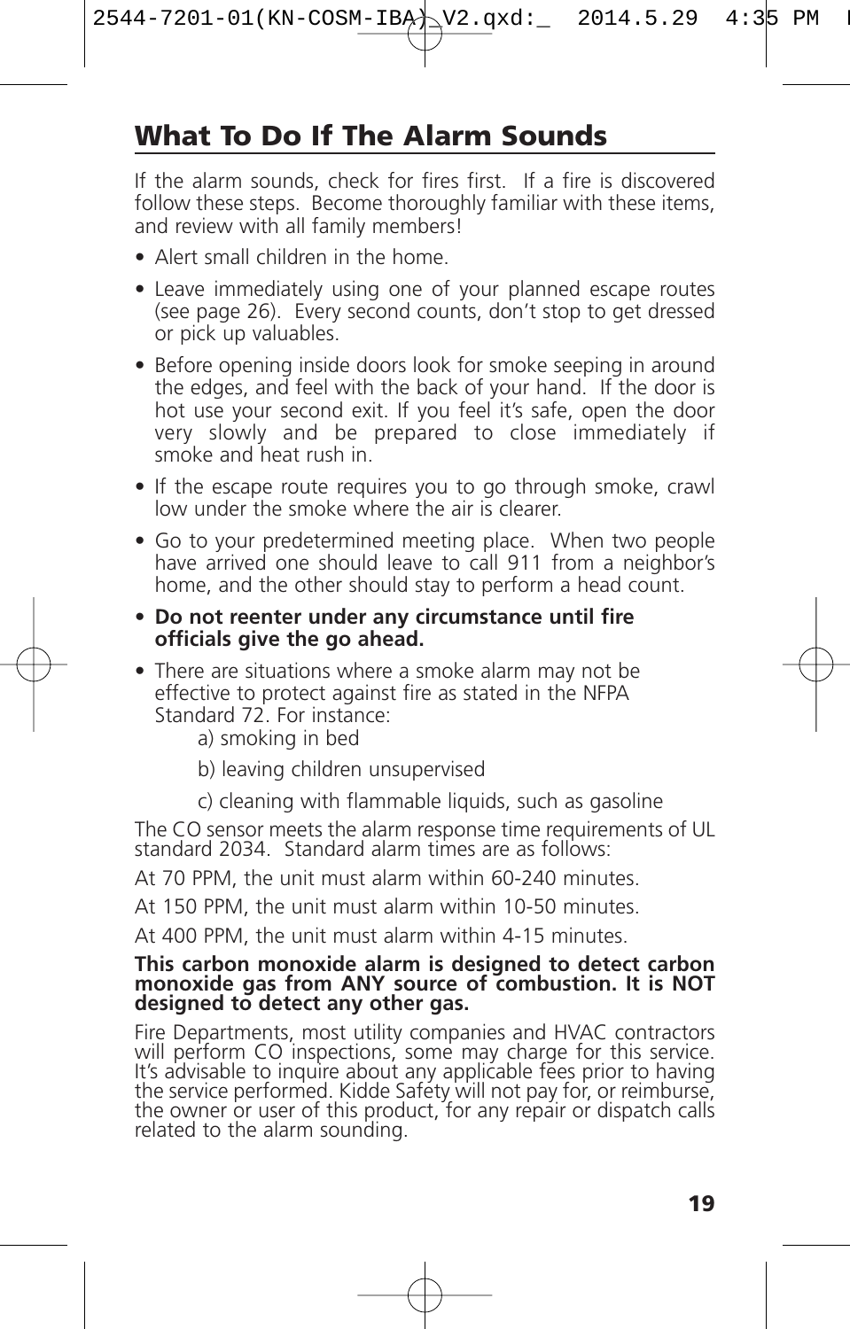## What To Do If The Alarm Sounds

If the alarm sounds, check for fires first. If a fire is discovered follow these steps. Become thoroughly familiar with these items, and review with all family members!

- Alert small children in the home.
- Leave immediately using one of your planned escape routes (see page 26). Every second counts, don't stop to get dressed or pick up valuables.
- Before opening inside doors look for smoke seeping in around the edges, and feel with the back of your hand. If the door is hot use your second exit. If you feel it's safe, open the door very slowly and be prepared to close immediately if smoke and heat rush in.
- If the escape route requires you to go through smoke, crawl low under the smoke where the air is clearer.
- Go to your predetermined meeting place. When two people have arrived one should leave to call 911 from a neighbor's home, and the other should stay to perform a head count.
- **Do not reenter under any circumstance until fire officials give the go ahead.**
- There are situations where a smoke alarm may not be effective to protect against fire as stated in the NFPA Standard 72. For instance:
  - a) smoking in bed
  - b) leaving children unsupervised
  - c) cleaning with flammable liquids, such as gasoline

The CO sensor meets the alarm response time requirements of UL standard 2034. Standard alarm times are as follows:

At 70 PPM, the unit must alarm within 60-240 minutes.

At 150 PPM, the unit must alarm within 10-50 minutes.

At 400 PPM, the unit must alarm within 4-15 minutes.

**This carbon monoxide alarm is designed to detect carbon monoxide gas from ANY source of combustion. It is NOT designed to detect any other gas.**

Fire Departments, most utility companies and HVAC contractors will perform CO inspections, some may charge for this service. It's advisable to inquire about any applicable fees prior to having the service performed. Kidde Safety will not pay for, or reimburse, the owner or user of this product, for any repair or dispatch calls related to the alarm sounding.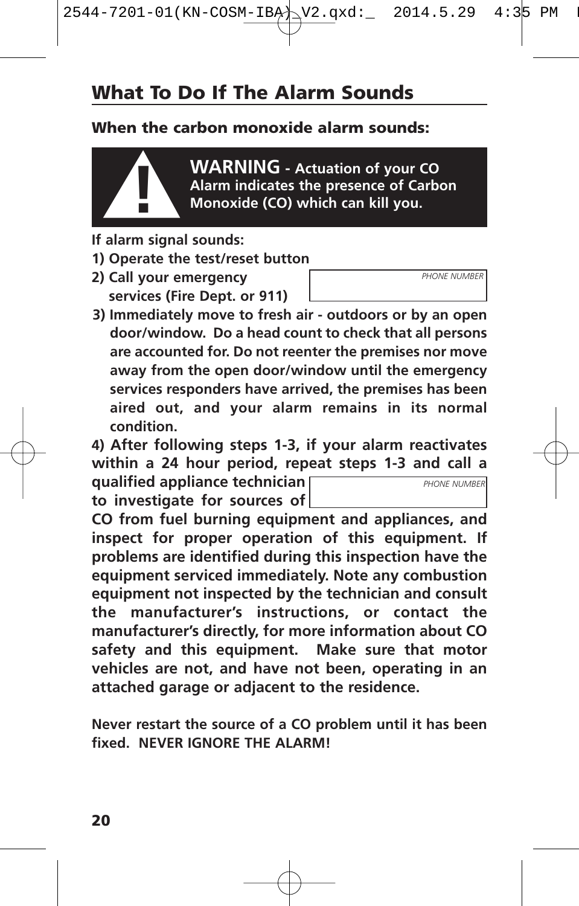## What To Do If The Alarm Sounds

**When the carbon monoxide alarm sounds:**

> **WARNING - Actuation of your CO Alarm indicates the presence of Carbon Monoxide (CO) which can kill you.**

**If alarm signal sounds:**

**1) Operate the test/reset button**

**2) Call your emergency services (Fire Dept. or 911)**

*PHONE NUMBER* ____________________

**3) Immediately move to fresh air - outdoors or by an open door/window. Do a head count to check that all persons are accounted for. Do not reenter the premises nor move away from the open door/window until the emergency services responders have arrived, the premises has been aired out, and your alarm remains in its normal condition.**

**4) After following steps 1-3, if your alarm reactivates within a 24 hour period, repeat steps 1-3 and call a qualified appliance technician to investigate for sources of CO from fuel burning equipment and appliances, and inspect for proper operation of this equipment. If problems are identified during this inspection have the equipment serviced immediately. Note any combustion equipment not inspected by the technician and consult the manufacturer's instructions, or contact the manufacturer's directly, for more information about CO safety and this equipment. Make sure that motor vehicles are not, and have not been, operating in an attached garage or adjacent to the residence.**

*PHONE NUMBER* ____________________

**Never restart the source of a CO problem until it has been fixed. NEVER IGNORE THE ALARM!**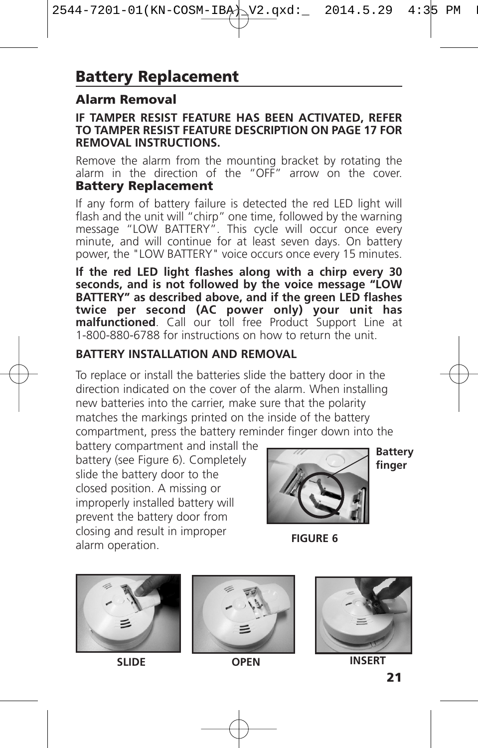# Battery Replacement

## Alarm Removal

**IF TAMPER RESIST FEATURE HAS BEEN ACTIVATED, REFER TO TAMPER RESIST FEATURE DESCRIPTION ON PAGE 17 FOR REMOVAL INSTRUCTIONS.**

Remove the alarm from the mounting bracket by rotating the alarm in the direction of the "OFF" arrow on the cover.

## Battery Replacement

If any form of battery failure is detected the red LED light will flash and the unit will "chirp" one time, followed by the warning message "LOW BATTERY". This cycle will occur once every minute, and will continue for at least seven days. On battery power, the "LOW BATTERY" voice occurs once every 15 minutes.

**If the red LED light flashes along with a chirp every 30 seconds, and is not followed by the voice message "LOW BATTERY" as described above, and if the green LED flashes twice per second (AC power only) your unit has malfunctioned**. Call our toll free Product Support Line at 1-800-880-6788 for instructions on how to return the unit.

**BATTERY INSTALLATION AND REMOVAL**

To replace or install the batteries slide the battery door in the direction indicated on the cover of the alarm. When installing new batteries into the carrier, make sure that the polarity matches the markings printed on the inside of the battery compartment, press the battery reminder finger down into the battery compartment and install the battery (see Figure 6). Completely slide the battery door to the closed position. A missing or improperly installed battery will prevent the battery door from closing and result in improper alarm operation.

Battery finger

**FIGURE 6**

**SLIDE** **OPEN** **INSERT**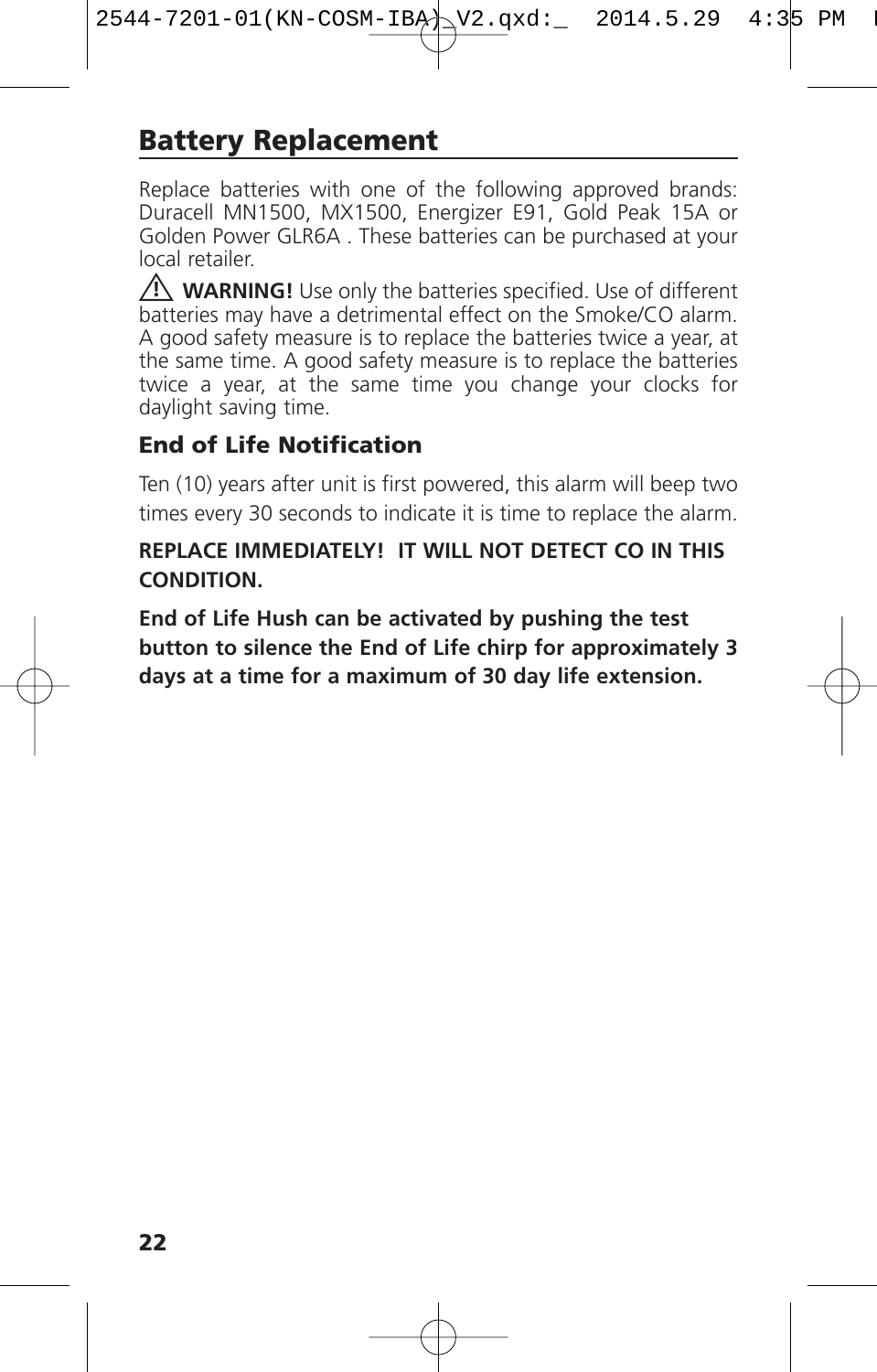## Battery Replacement

Replace batteries with one of the following approved brands: Duracell MN1500, MX1500, Energizer E91, Gold Peak 15A or Golden Power GLR6A . These batteries can be purchased at your local retailer.

⚠ **WARNING!** Use only the batteries specified. Use of different batteries may have a detrimental effect on the Smoke/CO alarm. A good safety measure is to replace the batteries twice a year, at the same time. A good safety measure is to replace the batteries twice a year, at the same time you change your clocks for daylight saving time.

### End of Life Notification

Ten (10) years after unit is first powered, this alarm will beep two times every 30 seconds to indicate it is time to replace the alarm.

**REPLACE IMMEDIATELY! IT WILL NOT DETECT CO IN THIS CONDITION.**

**End of Life Hush can be activated by pushing the test button to silence the End of Life chirp for approximately 3 days at a time for a maximum of 30 day life extension.**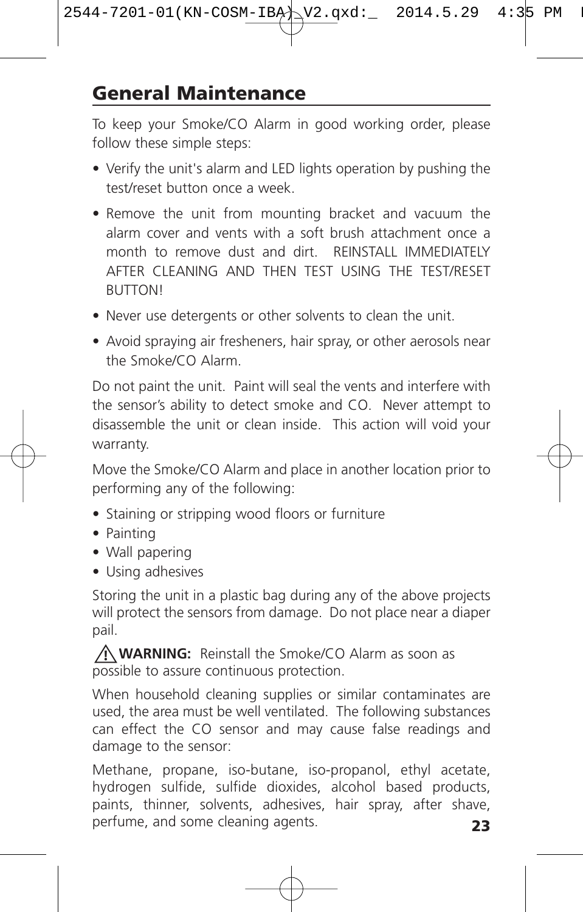## General Maintenance

To keep your Smoke/CO Alarm in good working order, please follow these simple steps:

- Verify the unit's alarm and LED lights operation by pushing the test/reset button once a week.
- Remove the unit from mounting bracket and vacuum the alarm cover and vents with a soft brush attachment once a month to remove dust and dirt. REINSTALL IMMEDIATELY AFTER CLEANING AND THEN TEST USING THE TEST/RESET BUTTON!
- Never use detergents or other solvents to clean the unit.
- Avoid spraying air fresheners, hair spray, or other aerosols near the Smoke/CO Alarm.

Do not paint the unit. Paint will seal the vents and interfere with the sensor's ability to detect smoke and CO. Never attempt to disassemble the unit or clean inside. This action will void your warranty.

Move the Smoke/CO Alarm and place in another location prior to performing any of the following:

- Staining or stripping wood floors or furniture
- Painting
- Wall papering
- Using adhesives

Storing the unit in a plastic bag during any of the above projects will protect the sensors from damage. Do not place near a diaper pail.

⚠ **WARNING:** Reinstall the Smoke/CO Alarm as soon as possible to assure continuous protection.

When household cleaning supplies or similar contaminates are used, the area must be well ventilated. The following substances can effect the CO sensor and may cause false readings and damage to the sensor:

Methane, propane, iso-butane, iso-propanol, ethyl acetate, hydrogen sulfide, sulfide dioxides, alcohol based products, paints, thinner, solvents, adhesives, hair spray, after shave, perfume, and some cleaning agents.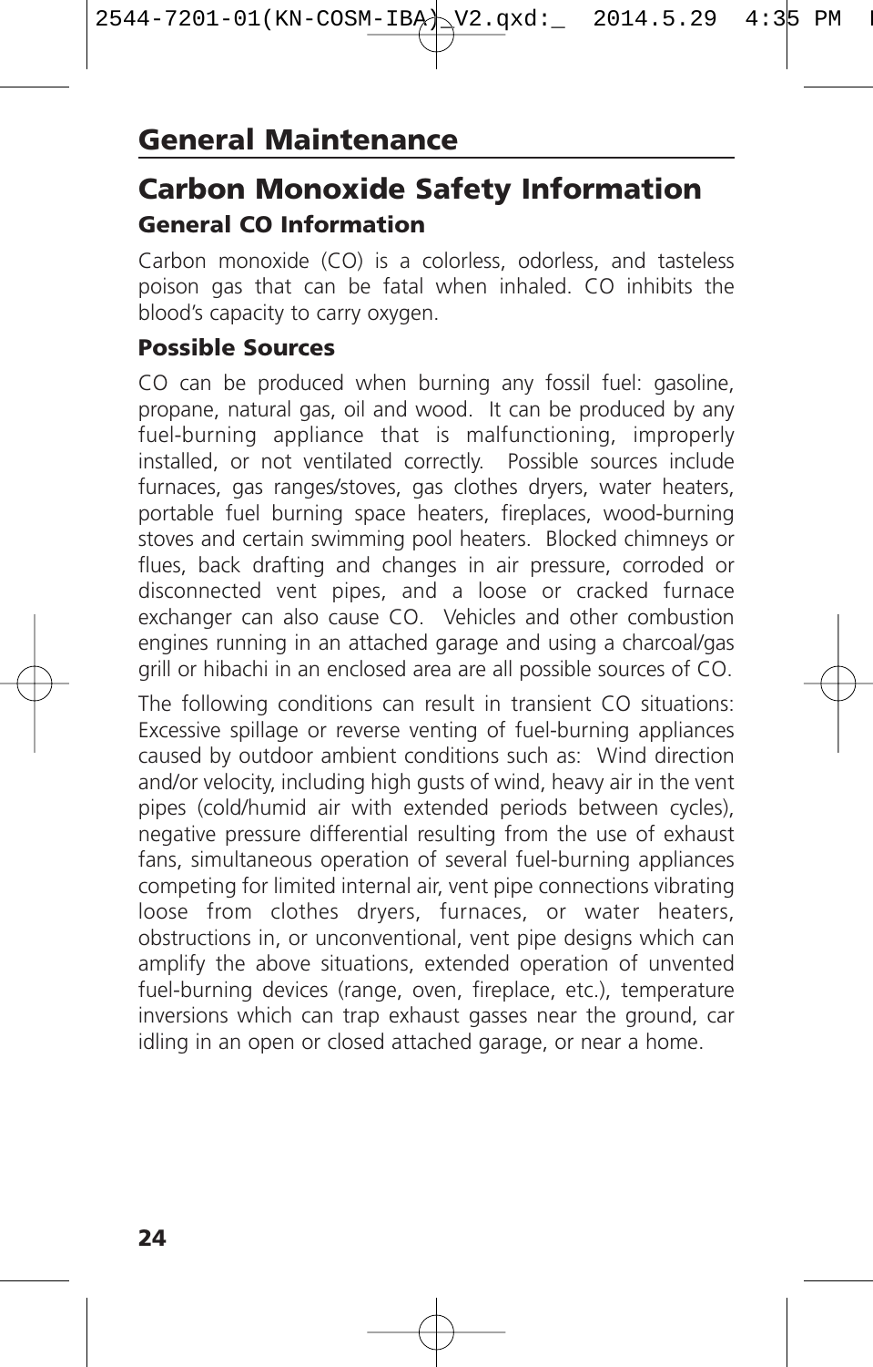# General Maintenance

## Carbon Monoxide Safety Information

### General CO Information

Carbon monoxide (CO) is a colorless, odorless, and tasteless poison gas that can be fatal when inhaled. CO inhibits the blood's capacity to carry oxygen.

### Possible Sources

CO can be produced when burning any fossil fuel: gasoline, propane, natural gas, oil and wood. It can be produced by any fuel-burning appliance that is malfunctioning, improperly installed, or not ventilated correctly. Possible sources include furnaces, gas ranges/stoves, gas clothes dryers, water heaters, portable fuel burning space heaters, fireplaces, wood-burning stoves and certain swimming pool heaters. Blocked chimneys or flues, back drafting and changes in air pressure, corroded or disconnected vent pipes, and a loose or cracked furnace exchanger can also cause CO. Vehicles and other combustion engines running in an attached garage and using a charcoal/gas grill or hibachi in an enclosed area are all possible sources of CO.

The following conditions can result in transient CO situations: Excessive spillage or reverse venting of fuel-burning appliances caused by outdoor ambient conditions such as: Wind direction and/or velocity, including high gusts of wind, heavy air in the vent pipes (cold/humid air with extended periods between cycles), negative pressure differential resulting from the use of exhaust fans, simultaneous operation of several fuel-burning appliances competing for limited internal air, vent pipe connections vibrating loose from clothes dryers, furnaces, or water heaters, obstructions in, or unconventional, vent pipe designs which can amplify the above situations, extended operation of unvented fuel-burning devices (range, oven, fireplace, etc.), temperature inversions which can trap exhaust gasses near the ground, car idling in an open or closed attached garage, or near a home.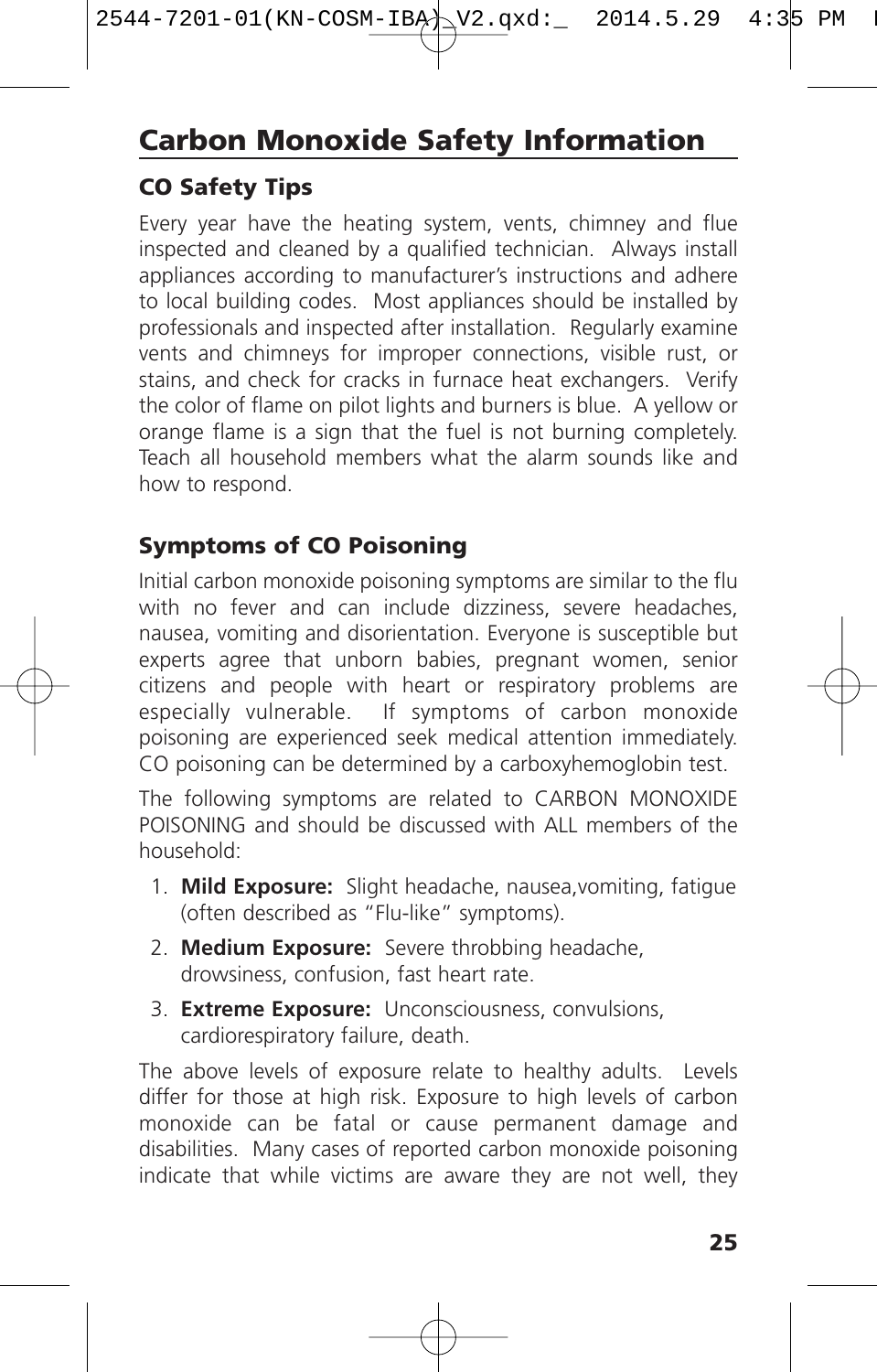## Carbon Monoxide Safety Information

### CO Safety Tips

Every year have the heating system, vents, chimney and flue inspected and cleaned by a qualified technician. Always install appliances according to manufacturer's instructions and adhere to local building codes. Most appliances should be installed by professionals and inspected after installation. Regularly examine vents and chimneys for improper connections, visible rust, or stains, and check for cracks in furnace heat exchangers. Verify the color of flame on pilot lights and burners is blue. A yellow or orange flame is a sign that the fuel is not burning completely. Teach all household members what the alarm sounds like and how to respond.

### Symptoms of CO Poisoning

Initial carbon monoxide poisoning symptoms are similar to the flu with no fever and can include dizziness, severe headaches, nausea, vomiting and disorientation. Everyone is susceptible but experts agree that unborn babies, pregnant women, senior citizens and people with heart or respiratory problems are especially vulnerable. If symptoms of carbon monoxide poisoning are experienced seek medical attention immediately. CO poisoning can be determined by a carboxyhemoglobin test.

The following symptoms are related to CARBON MONOXIDE POISONING and should be discussed with ALL members of the household:

1. **Mild Exposure:** Slight headache, nausea,vomiting, fatigue (often described as "Flu-like" symptoms).
2. **Medium Exposure:** Severe throbbing headache, drowsiness, confusion, fast heart rate.
3. **Extreme Exposure:** Unconsciousness, convulsions, cardiorespiratory failure, death.

The above levels of exposure relate to healthy adults. Levels differ for those at high risk. Exposure to high levels of carbon monoxide can be fatal or cause permanent damage and disabilities. Many cases of reported carbon monoxide poisoning indicate that while victims are aware they are not well, they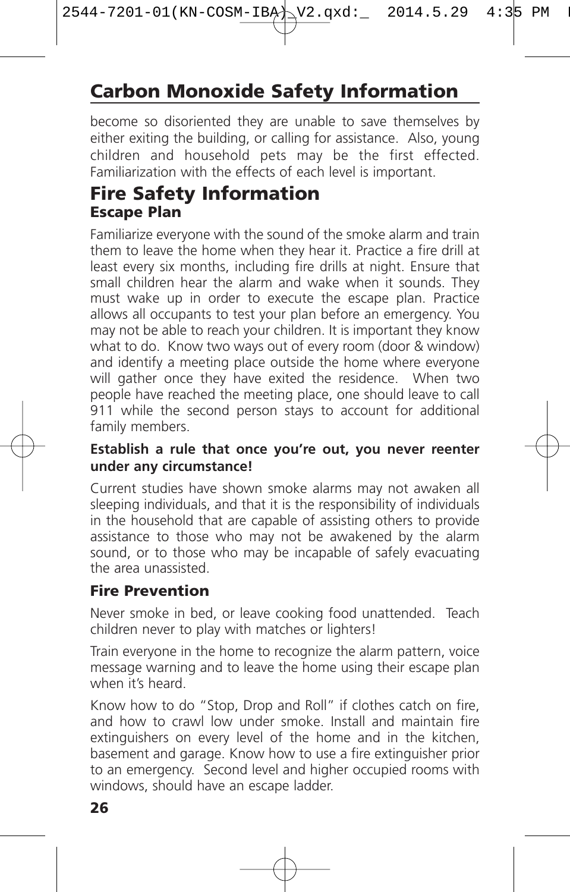## Carbon Monoxide Safety Information

become so disoriented they are unable to save themselves by either exiting the building, or calling for assistance. Also, young children and household pets may be the first effected. Familiarization with the effects of each level is important.

# Fire Safety Information

### Escape Plan

Familiarize everyone with the sound of the smoke alarm and train them to leave the home when they hear it. Practice a fire drill at least every six months, including fire drills at night. Ensure that small children hear the alarm and wake when it sounds. They must wake up in order to execute the escape plan. Practice allows all occupants to test your plan before an emergency. You may not be able to reach your children. It is important they know what to do. Know two ways out of every room (door & window) and identify a meeting place outside the home where everyone will gather once they have exited the residence. When two people have reached the meeting place, one should leave to call 911 while the second person stays to account for additional family members.

**Establish a rule that once you're out, you never reenter under any circumstance!**

Current studies have shown smoke alarms may not awaken all sleeping individuals, and that it is the responsibility of individuals in the household that are capable of assisting others to provide assistance to those who may not be awakened by the alarm sound, or to those who may be incapable of safely evacuating the area unassisted.

### Fire Prevention

Never smoke in bed, or leave cooking food unattended. Teach children never to play with matches or lighters!

Train everyone in the home to recognize the alarm pattern, voice message warning and to leave the home using their escape plan when it's heard.

Know how to do "Stop, Drop and Roll" if clothes catch on fire, and how to crawl low under smoke. Install and maintain fire extinguishers on every level of the home and in the kitchen, basement and garage. Know how to use a fire extinguisher prior to an emergency. Second level and higher occupied rooms with windows, should have an escape ladder.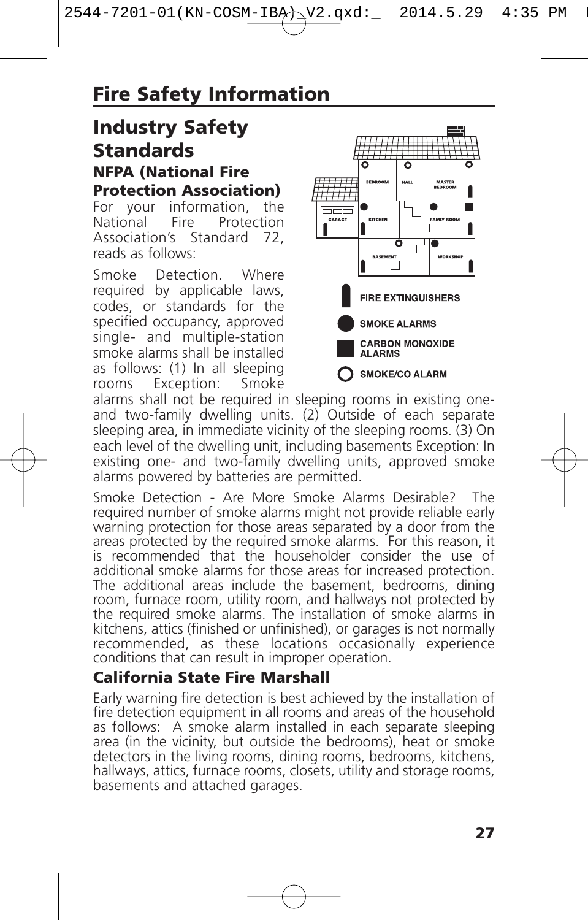# Fire Safety Information

## Industry Safety Standards

### NFPA (National Fire Protection Association)

For your information, the National Fire Protection Association's Standard 72, reads as follows:

Smoke Detection. Where required by applicable laws, codes, or standards for the specified occupancy, approved single- and multiple-station smoke alarms shall be installed as follows: (1) In all sleeping rooms Exception: Smoke alarms shall not be required in sleeping rooms in existing one- and two-family dwelling units. (2) Outside of each separate sleeping area, in immediate vicinity of the sleeping rooms. (3) On each level of the dwelling unit, including basements Exception: In existing one- and two-family dwelling units, approved smoke alarms powered by batteries are permitted.

Smoke Detection - Are More Smoke Alarms Desirable? The required number of smoke alarms might not provide reliable early warning protection for those areas separated by a door from the areas protected by the required smoke alarms. For this reason, it is recommended that the householder consider the use of additional smoke alarms for those areas for increased protection. The additional areas include the basement, bedrooms, dining room, furnace room, utility room, and hallways not protected by the required smoke alarms. The installation of smoke alarms in kitchens, attics (finished or unfinished), or garages is not normally recommended, as these locations occasionally experience conditions that can result in improper operation.

FIRE EXTINGUISHERS

SMOKE ALARMS

CARBON MONOXIDE ALARMS

SMOKE/CO ALARM

### California State Fire Marshall

Early warning fire detection is best achieved by the installation of fire detection equipment in all rooms and areas of the household as follows: A smoke alarm installed in each separate sleeping area (in the vicinity, but outside the bedrooms), heat or smoke detectors in the living rooms, dining rooms, bedrooms, kitchens, hallways, attics, furnace rooms, closets, utility and storage rooms, basements and attached garages.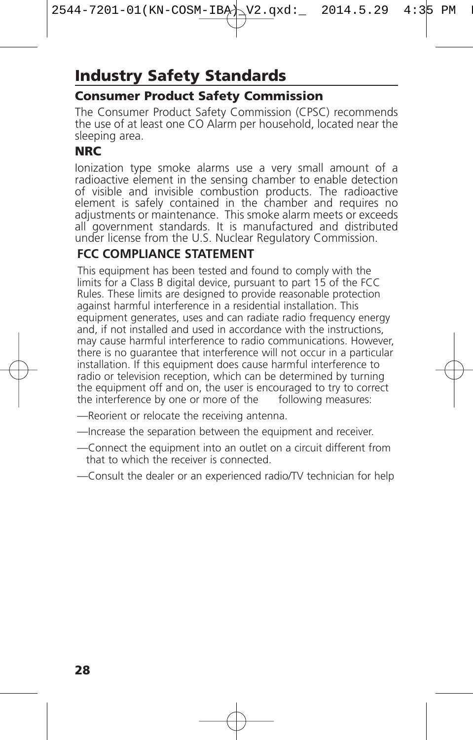# Industry Safety Standards

## Consumer Product Safety Commission

The Consumer Product Safety Commission (CPSC) recommends the use of at least one CO Alarm per household, located near the sleeping area.

## NRC

Ionization type smoke alarms use a very small amount of a radioactive element in the sensing chamber to enable detection of visible and invisible combustion products. The radioactive element is safely contained in the chamber and requires no adjustments or maintenance. This smoke alarm meets or exceeds all government standards. It is manufactured and distributed under license from the U.S. Nuclear Regulatory Commission.

## FCC COMPLIANCE STATEMENT

This equipment has been tested and found to comply with the limits for a Class B digital device, pursuant to part 15 of the FCC Rules. These limits are designed to provide reasonable protection against harmful interference in a residential installation. This equipment generates, uses and can radiate radio frequency energy and, if not installed and used in accordance with the instructions, may cause harmful interference to radio communications. However, there is no guarantee that interference will not occur in a particular installation. If this equipment does cause harmful interference to radio or television reception, which can be determined by turning the equipment off and on, the user is encouraged to try to correct the interference by one or more of the following measures:

—Reorient or relocate the receiving antenna.

—Increase the separation between the equipment and receiver.

—Connect the equipment into an outlet on a circuit different from that to which the receiver is connected.

—Consult the dealer or an experienced radio/TV technician for help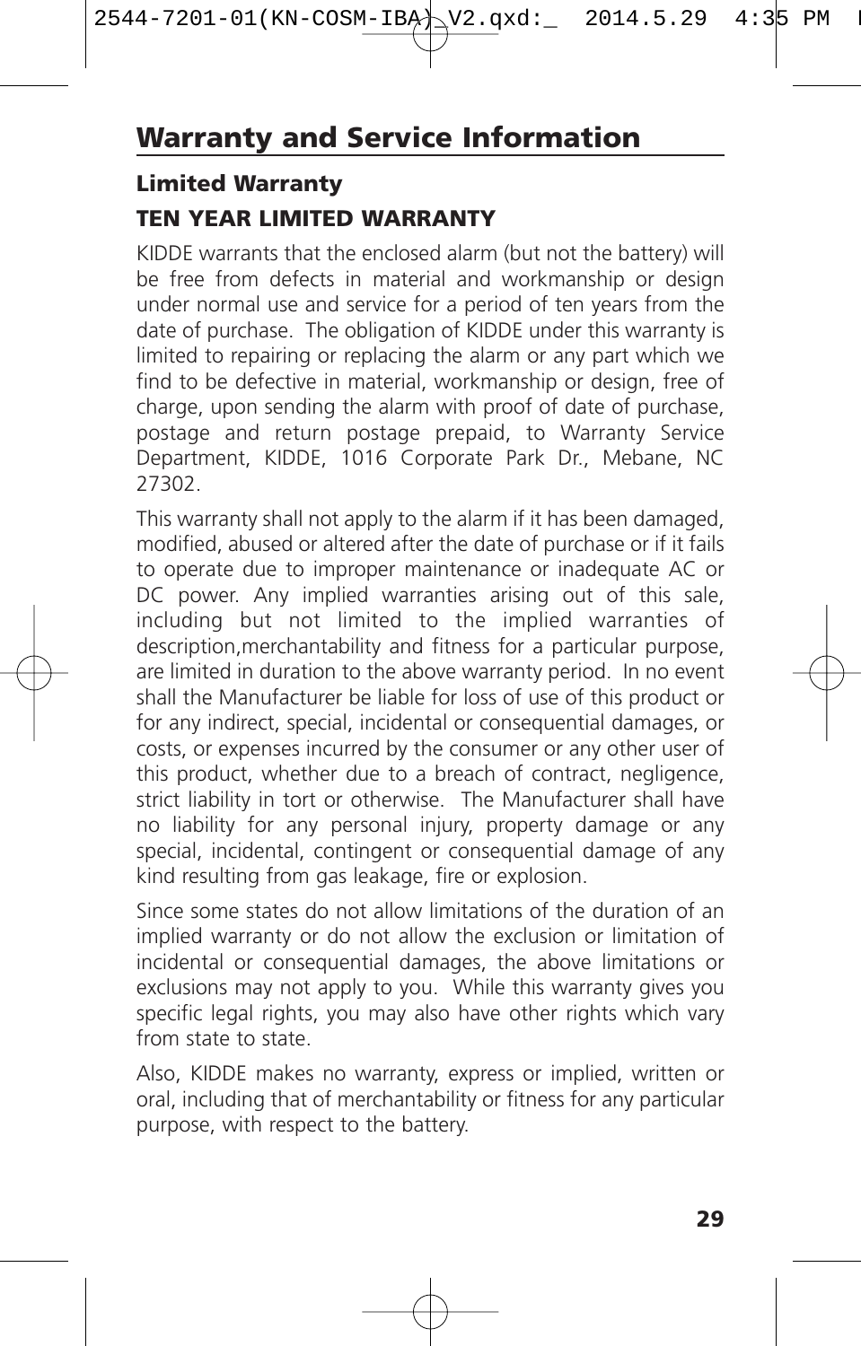# Warranty and Service Information

### Limited Warranty

### TEN YEAR LIMITED WARRANTY

KIDDE warrants that the enclosed alarm (but not the battery) will be free from defects in material and workmanship or design under normal use and service for a period of ten years from the date of purchase. The obligation of KIDDE under this warranty is limited to repairing or replacing the alarm or any part which we find to be defective in material, workmanship or design, free of charge, upon sending the alarm with proof of date of purchase, postage and return postage prepaid, to Warranty Service Department, KIDDE, 1016 Corporate Park Dr., Mebane, NC 27302.

This warranty shall not apply to the alarm if it has been damaged, modified, abused or altered after the date of purchase or if it fails to operate due to improper maintenance or inadequate AC or DC power. Any implied warranties arising out of this sale, including but not limited to the implied warranties of description,merchantability and fitness for a particular purpose, are limited in duration to the above warranty period. In no event shall the Manufacturer be liable for loss of use of this product or for any indirect, special, incidental or consequential damages, or costs, or expenses incurred by the consumer or any other user of this product, whether due to a breach of contract, negligence, strict liability in tort or otherwise. The Manufacturer shall have no liability for any personal injury, property damage or any special, incidental, contingent or consequential damage of any kind resulting from gas leakage, fire or explosion.

Since some states do not allow limitations of the duration of an implied warranty or do not allow the exclusion or limitation of incidental or consequential damages, the above limitations or exclusions may not apply to you. While this warranty gives you specific legal rights, you may also have other rights which vary from state to state.

Also, KIDDE makes no warranty, express or implied, written or oral, including that of merchantability or fitness for any particular purpose, with respect to the battery.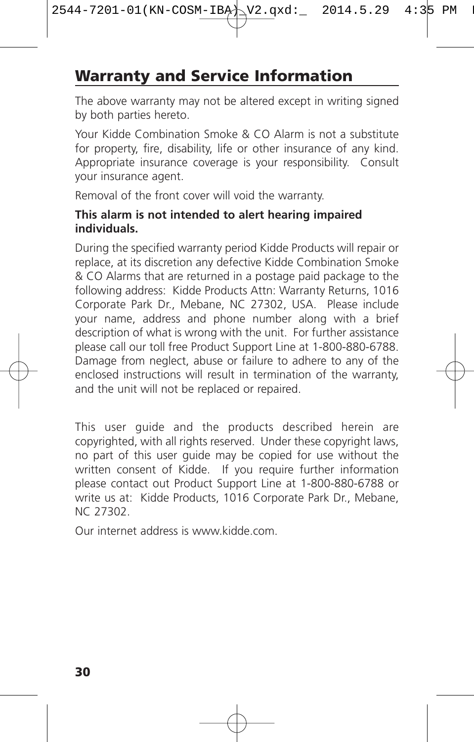## Warranty and Service Information

The above warranty may not be altered except in writing signed by both parties hereto.

Your Kidde Combination Smoke & CO Alarm is not a substitute for property, fire, disability, life or other insurance of any kind. Appropriate insurance coverage is your responsibility. Consult your insurance agent.

Removal of the front cover will void the warranty.

**This alarm is not intended to alert hearing impaired individuals.**

During the specified warranty period Kidde Products will repair or replace, at its discretion any defective Kidde Combination Smoke & CO Alarms that are returned in a postage paid package to the following address: Kidde Products Attn: Warranty Returns, 1016 Corporate Park Dr., Mebane, NC 27302, USA. Please include your name, address and phone number along with a brief description of what is wrong with the unit. For further assistance please call our toll free Product Support Line at 1-800-880-6788. Damage from neglect, abuse or failure to adhere to any of the enclosed instructions will result in termination of the warranty, and the unit will not be replaced or repaired.

This user guide and the products described herein are copyrighted, with all rights reserved. Under these copyright laws, no part of this user guide may be copied for use without the written consent of Kidde. If you require further information please contact out Product Support Line at 1-800-880-6788 or write us at: Kidde Products, 1016 Corporate Park Dr., Mebane, NC 27302.

Our internet address is www.kidde.com.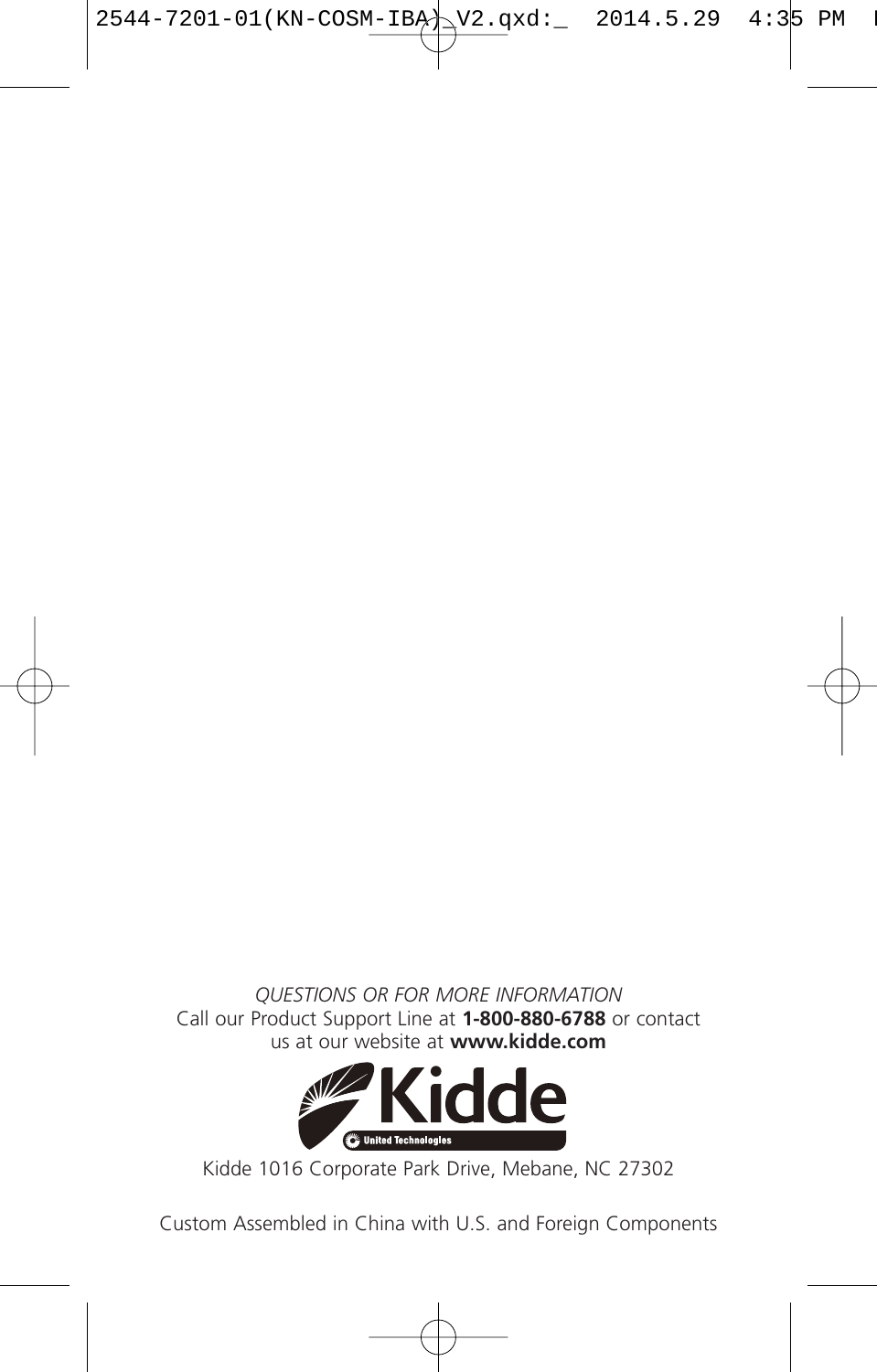*QUESTIONS OR FOR MORE INFORMATION*
Call our Product Support Line at **1-800-880-6788** or contact us at our website at **www.kidde.com**

Kidde 1016 Corporate Park Drive, Mebane, NC 27302

Custom Assembled in China with U.S. and Foreign Components